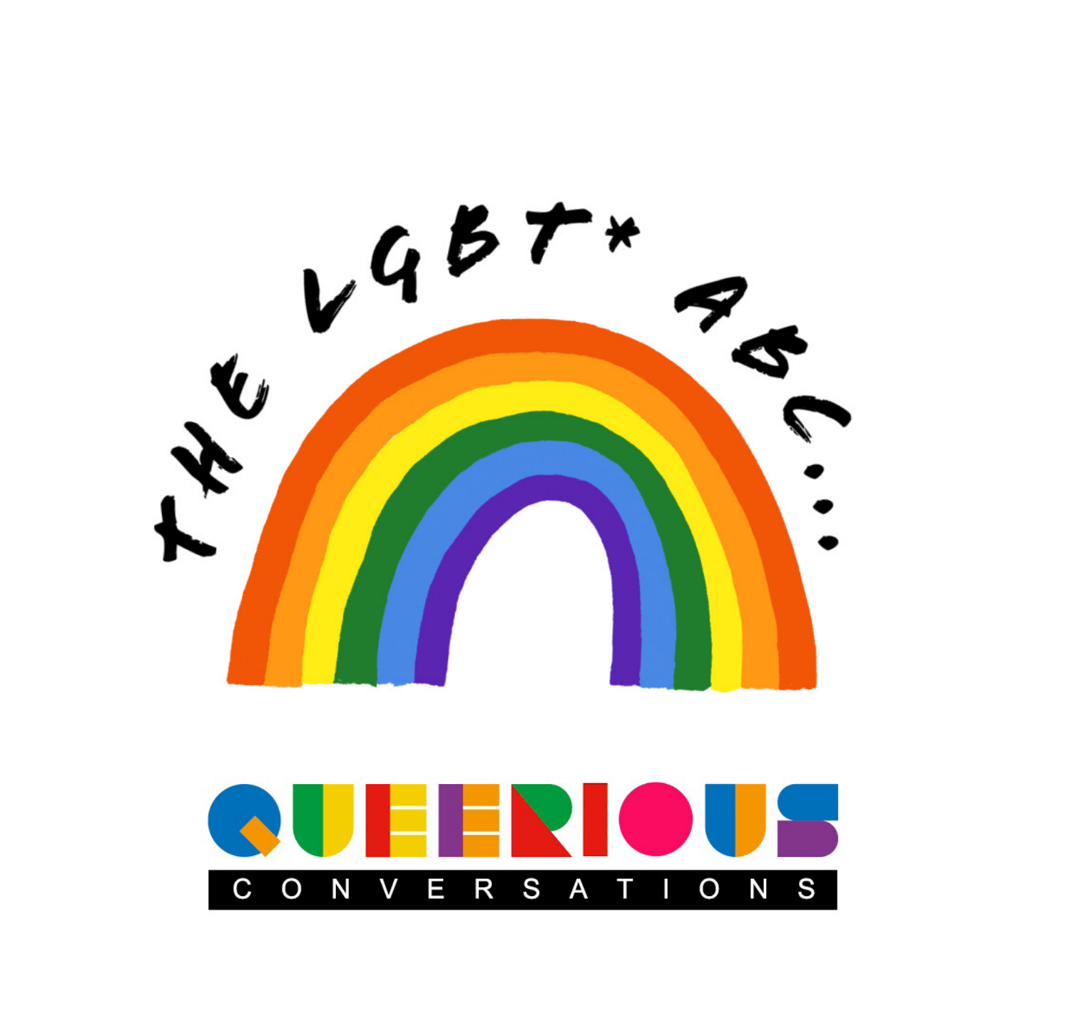# THE LGBT* ABC...

QUEERIOUS

CONVERSATIONS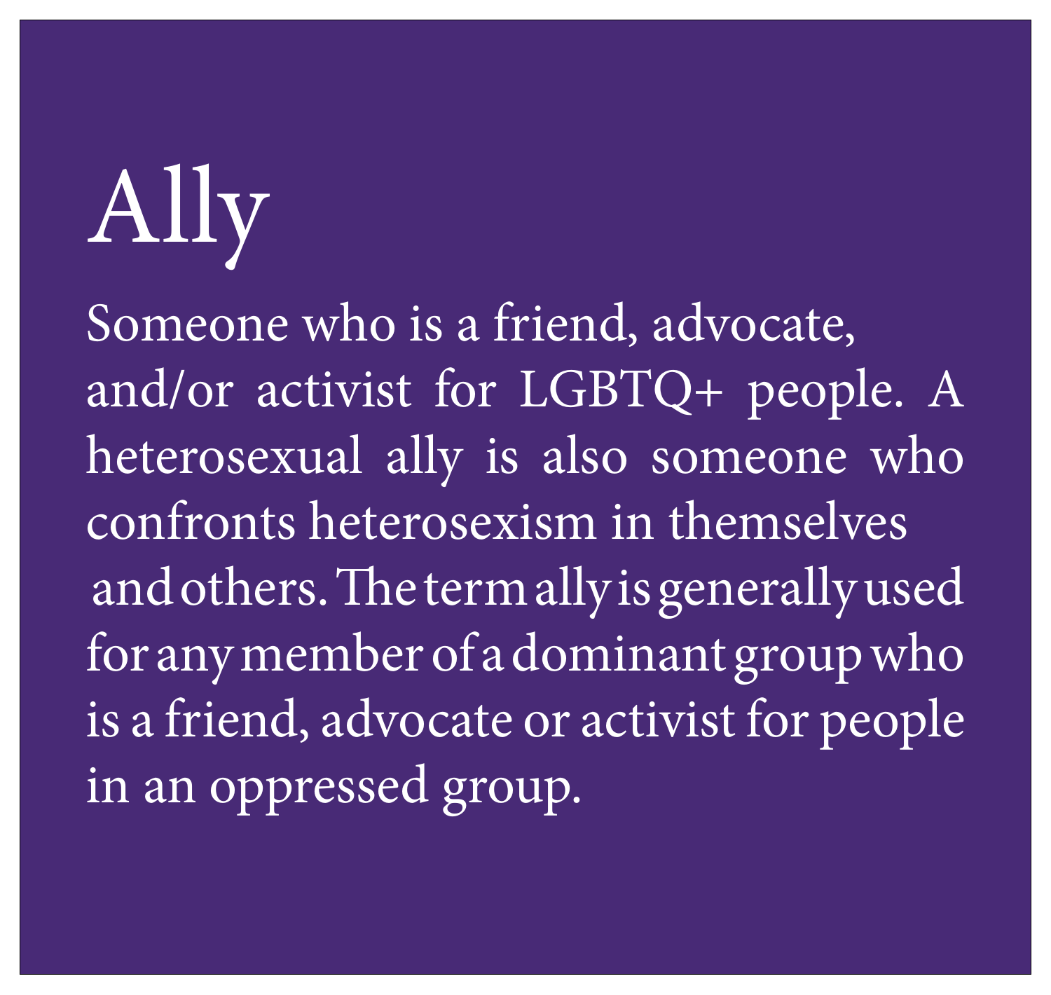# Ally

Someone who is a friend, advocate, and/or activist for LGBTQ+ people. A heterosexual ally is also someone who confronts heterosexism in themselves and others. The term ally is generally used for any member of a dominant group who is a friend, advocate or activist for people in an oppressed group.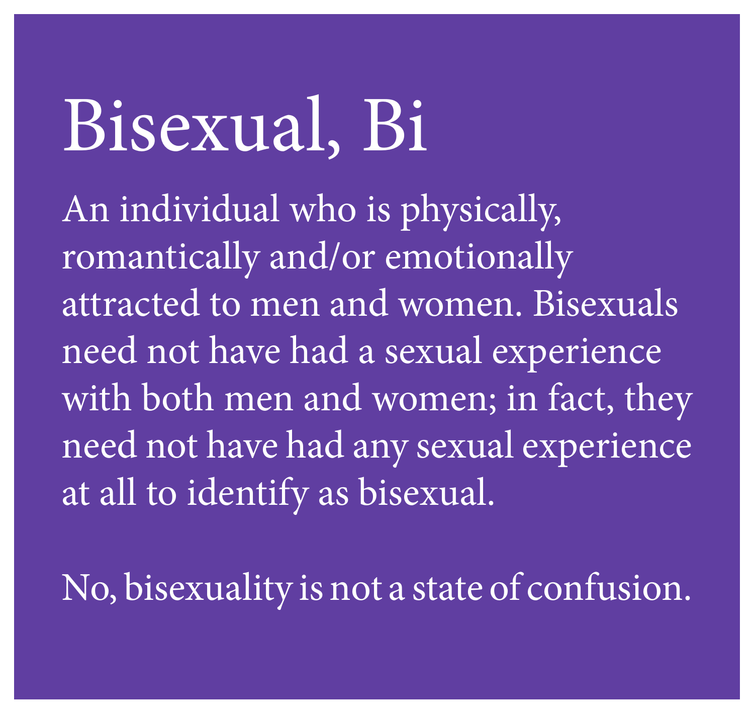# Bisexual, Bi

An individual who is physically, romantically and/or emotionally attracted to men and women. Bisexuals need not have had a sexual experience with both men and women; in fact, they need not have had any sexual experience at all to identify as bisexual.

No, bisexuality is not a state of confusion.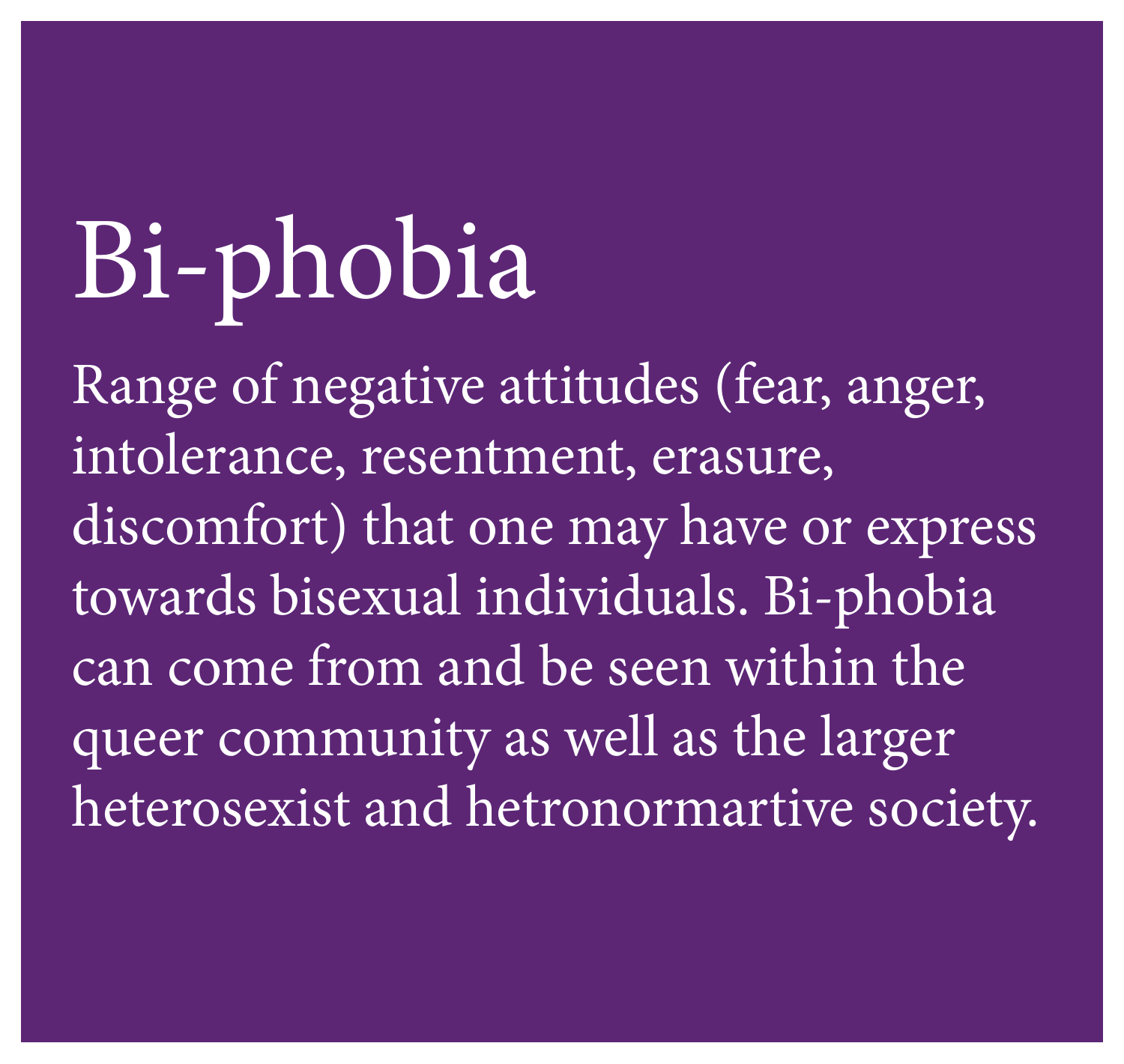# Bi-phobia

Range of negative attitudes (fear, anger, intolerance, resentment, erasure, discomfort) that one may have or express towards bisexual individuals. Bi-phobia can come from and be seen within the queer community as well as the larger heterosexist and hetronormartive society.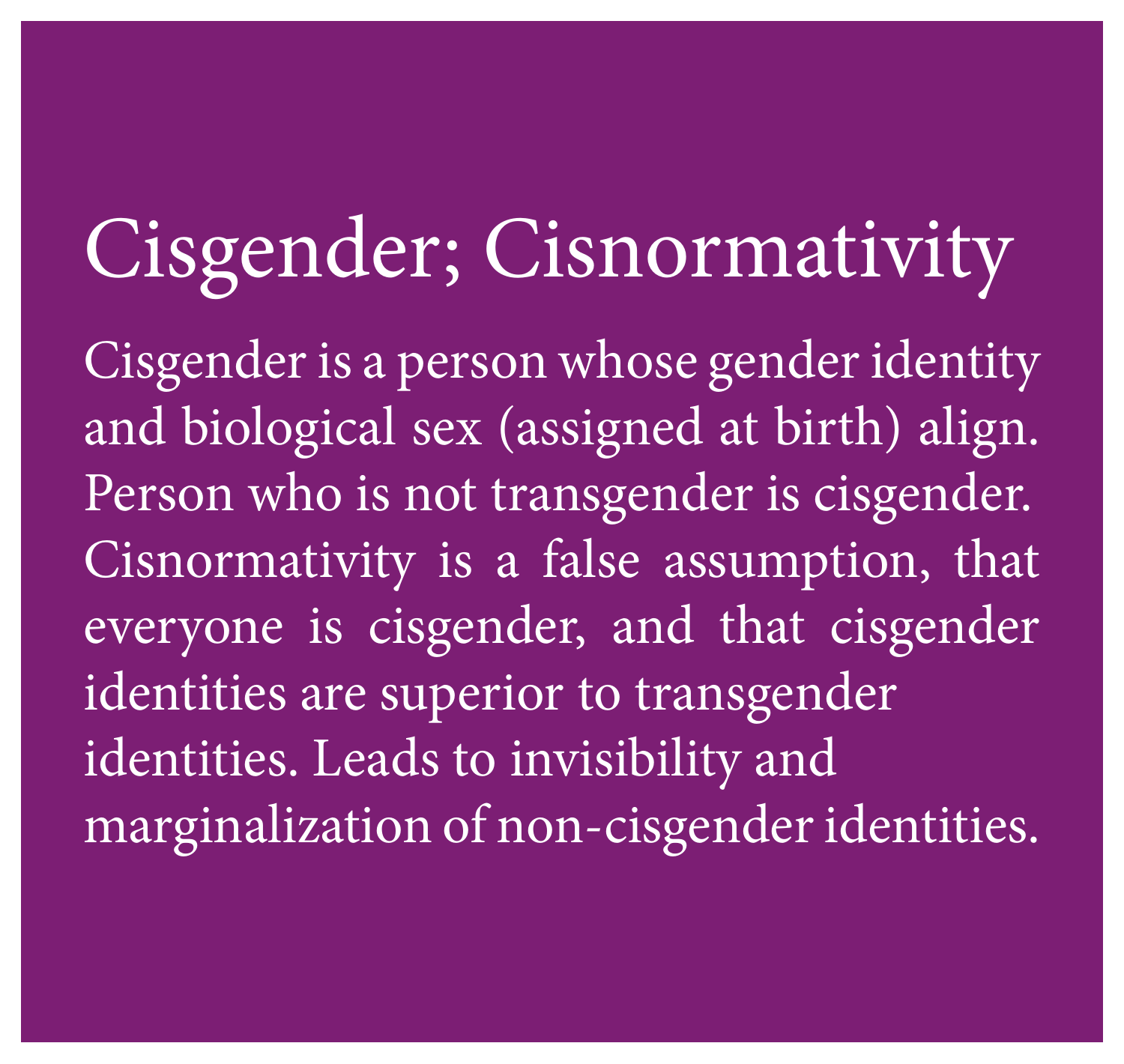# Cisgender; Cisnormativity

Cisgender is a person whose gender identity and biological sex (assigned at birth) align. Person who is not transgender is cisgender. Cisnormativity is a false assumption, that everyone is cisgender, and that cisgender identities are superior to transgender identities. Leads to invisibility and marginalization of non-cisgender identities.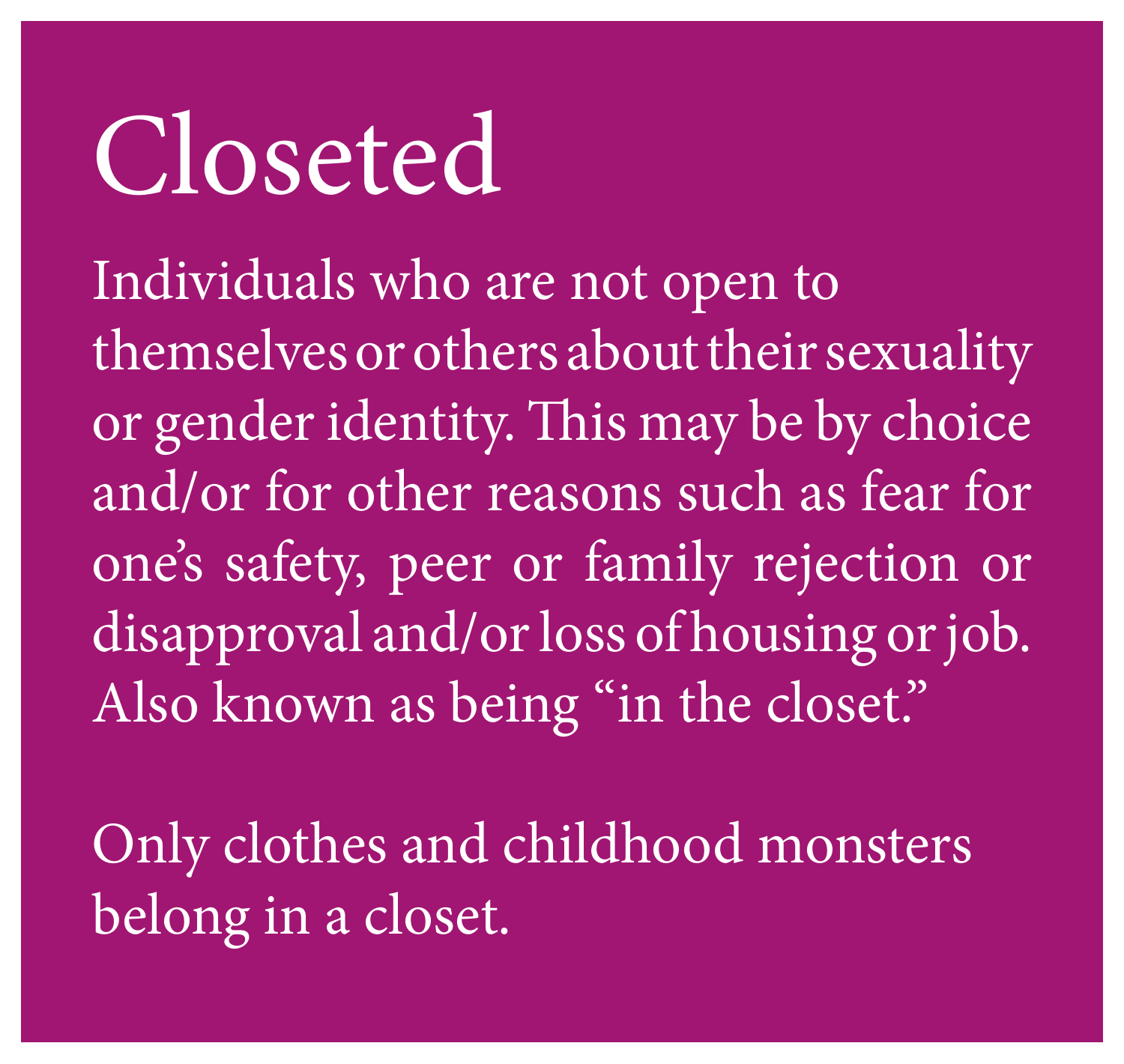# Closeted

Individuals who are not open to themselves or others about their sexuality or gender identity. This may be by choice and/or for other reasons such as fear for one's safety, peer or family rejection or disapproval and/or loss of housing or job. Also known as being "in the closet."

Only clothes and childhood monsters belong in a closet.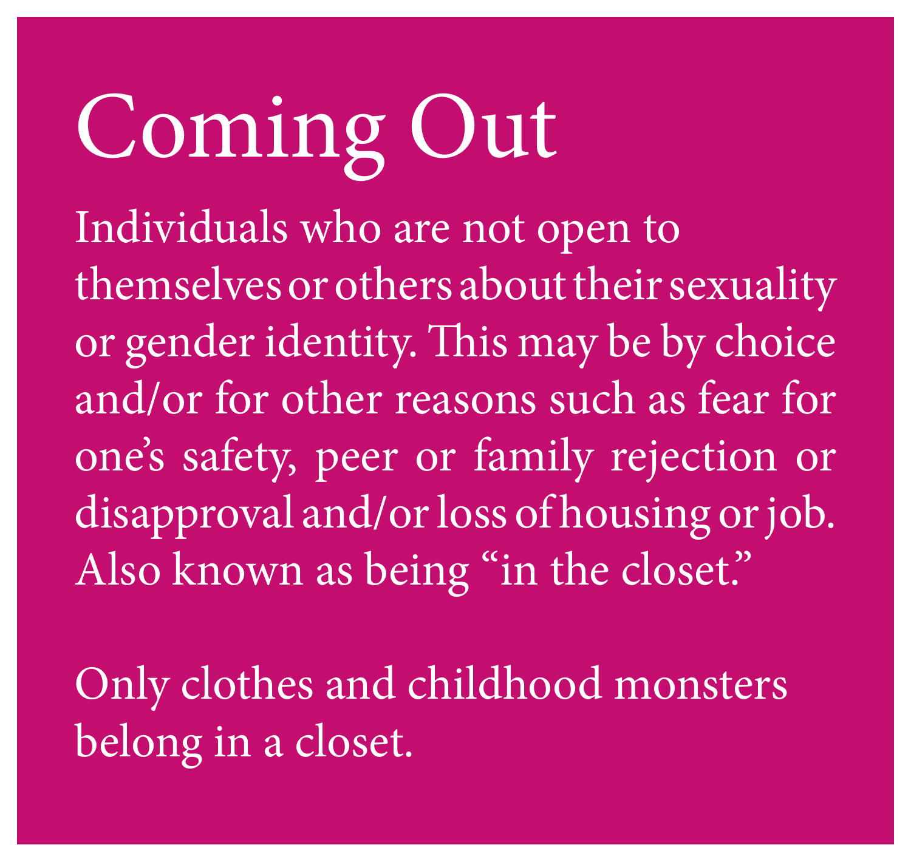# Coming Out

Individuals who are not open to themselves or others about their sexuality or gender identity. This may be by choice and/or for other reasons such as fear for one's safety, peer or family rejection or disapproval and/or loss of housing or job. Also known as being "in the closet."

Only clothes and childhood monsters belong in a closet.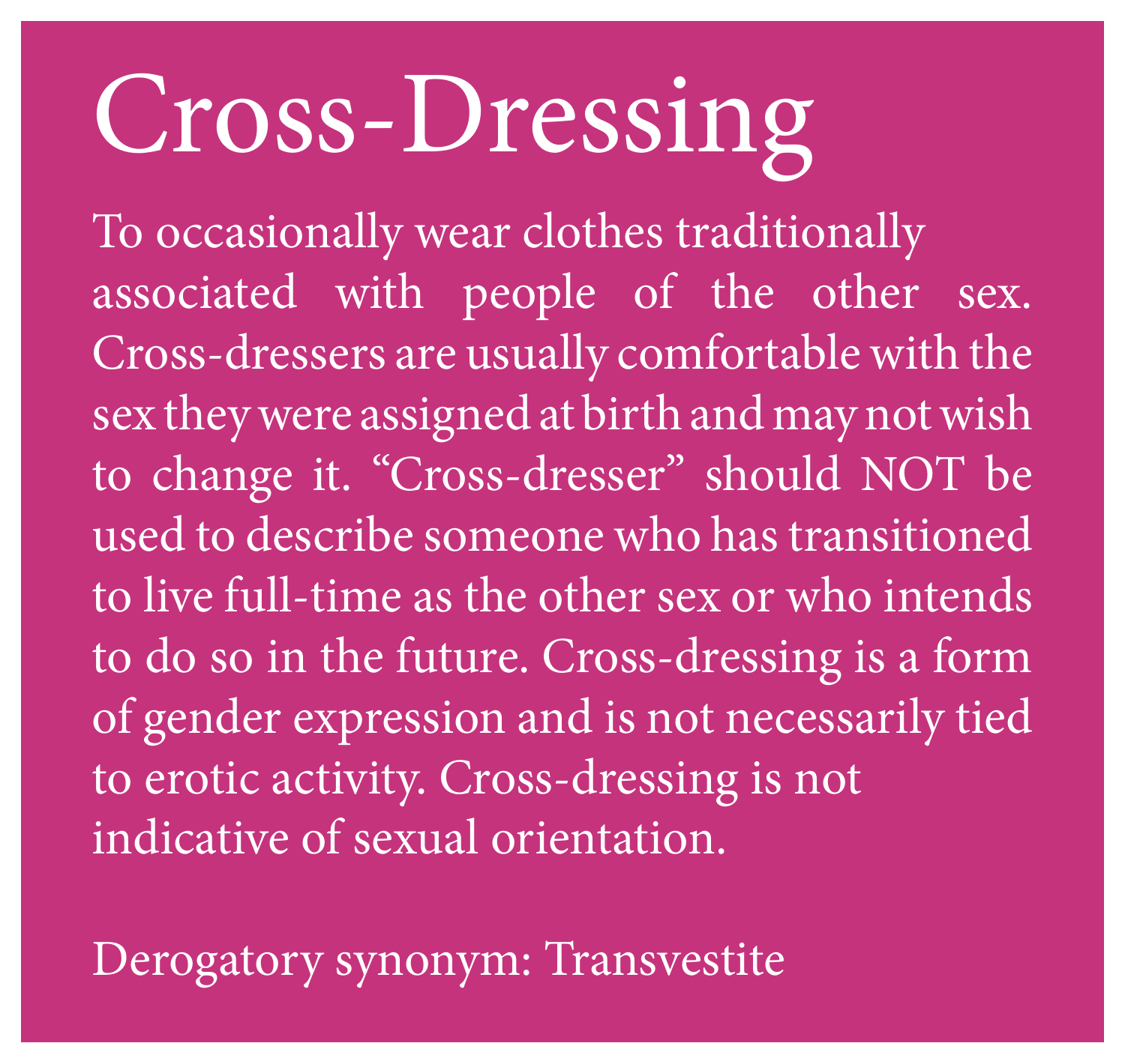# Cross-Dressing

To occasionally wear clothes traditionally associated with people of the other sex. Cross-dressers are usually comfortable with the sex they were assigned at birth and may not wish to change it. "Cross-dresser" should NOT be used to describe someone who has transitioned to live full-time as the other sex or who intends to do so in the future. Cross-dressing is a form of gender expression and is not necessarily tied to erotic activity. Cross-dressing is not indicative of sexual orientation.

Derogatory synonym: Transvestite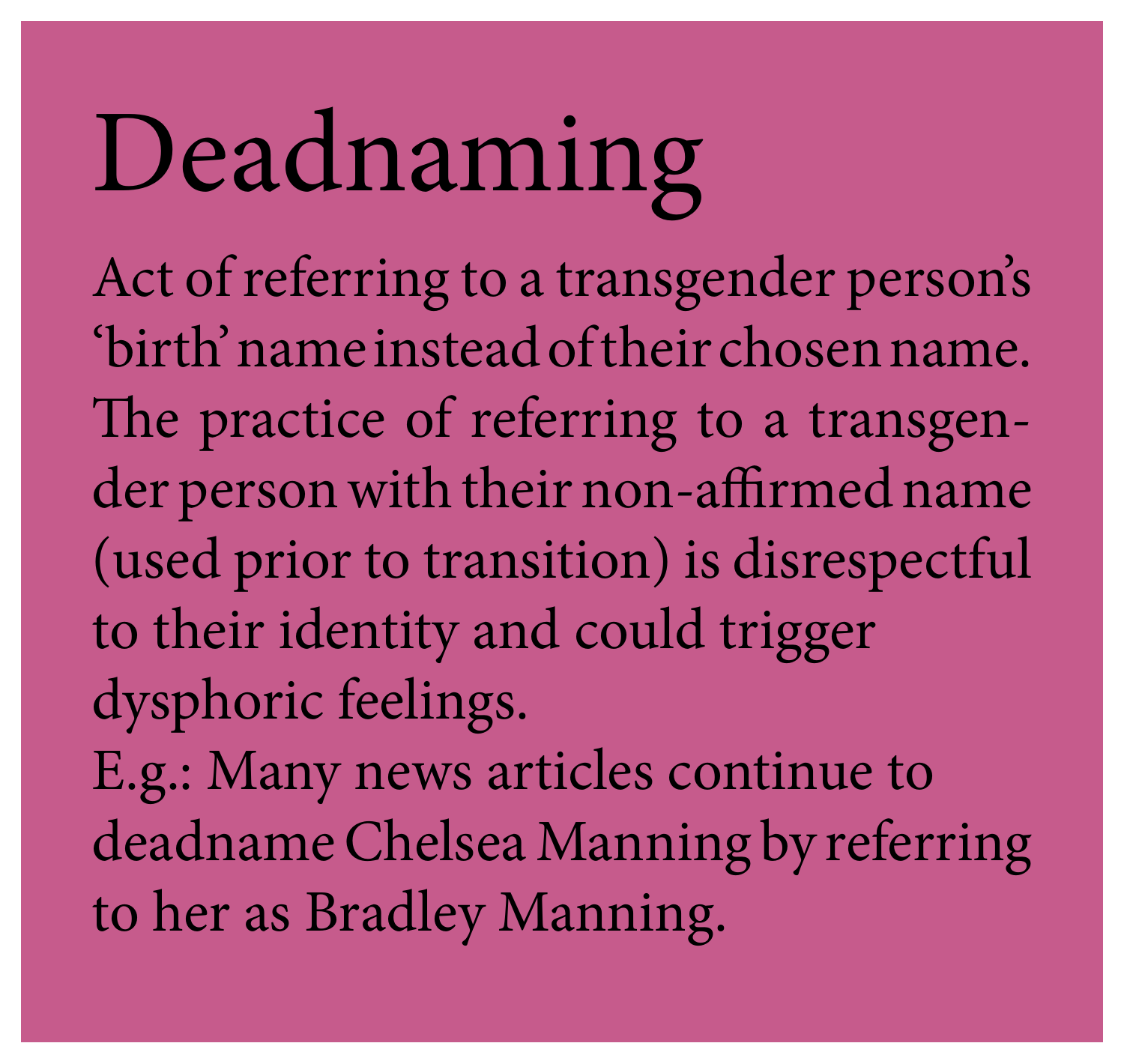# Deadnaming

Act of referring to a transgender person's 'birth' name instead of their chosen name. The practice of referring to a transgender person with their non-affirmed name (used prior to transition) is disrespectful to their identity and could trigger dysphoric feelings.

E.g.: Many news articles continue to deadname Chelsea Manning by referring to her as Bradley Manning.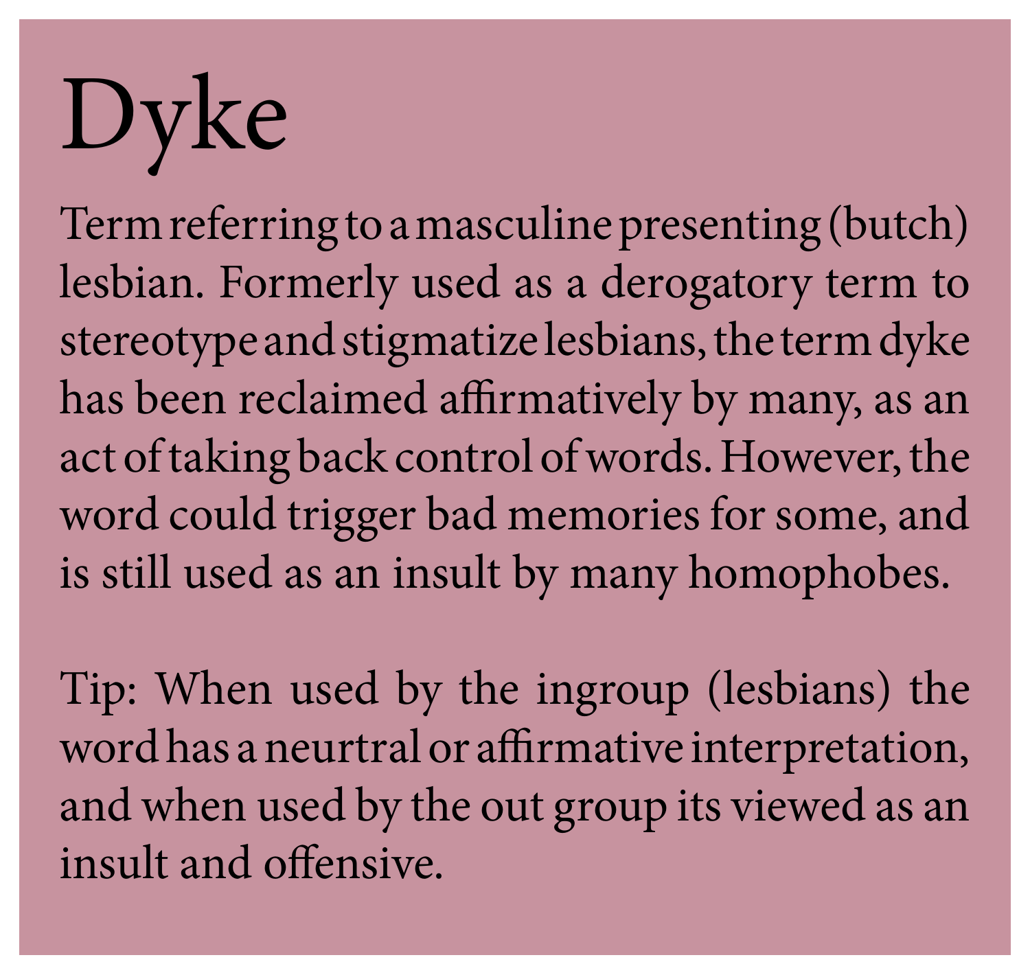# Dyke

Term referring to a masculine presenting (butch) lesbian. Formerly used as a derogatory term to stereotype and stigmatize lesbians, the term dyke has been reclaimed affirmatively by many, as an act of taking back control of words. However, the word could trigger bad memories for some, and is still used as an insult by many homophobes.

Tip: When used by the ingroup (lesbians) the word has a neurtral or affirmative interpretation, and when used by the out group its viewed as an insult and offensive.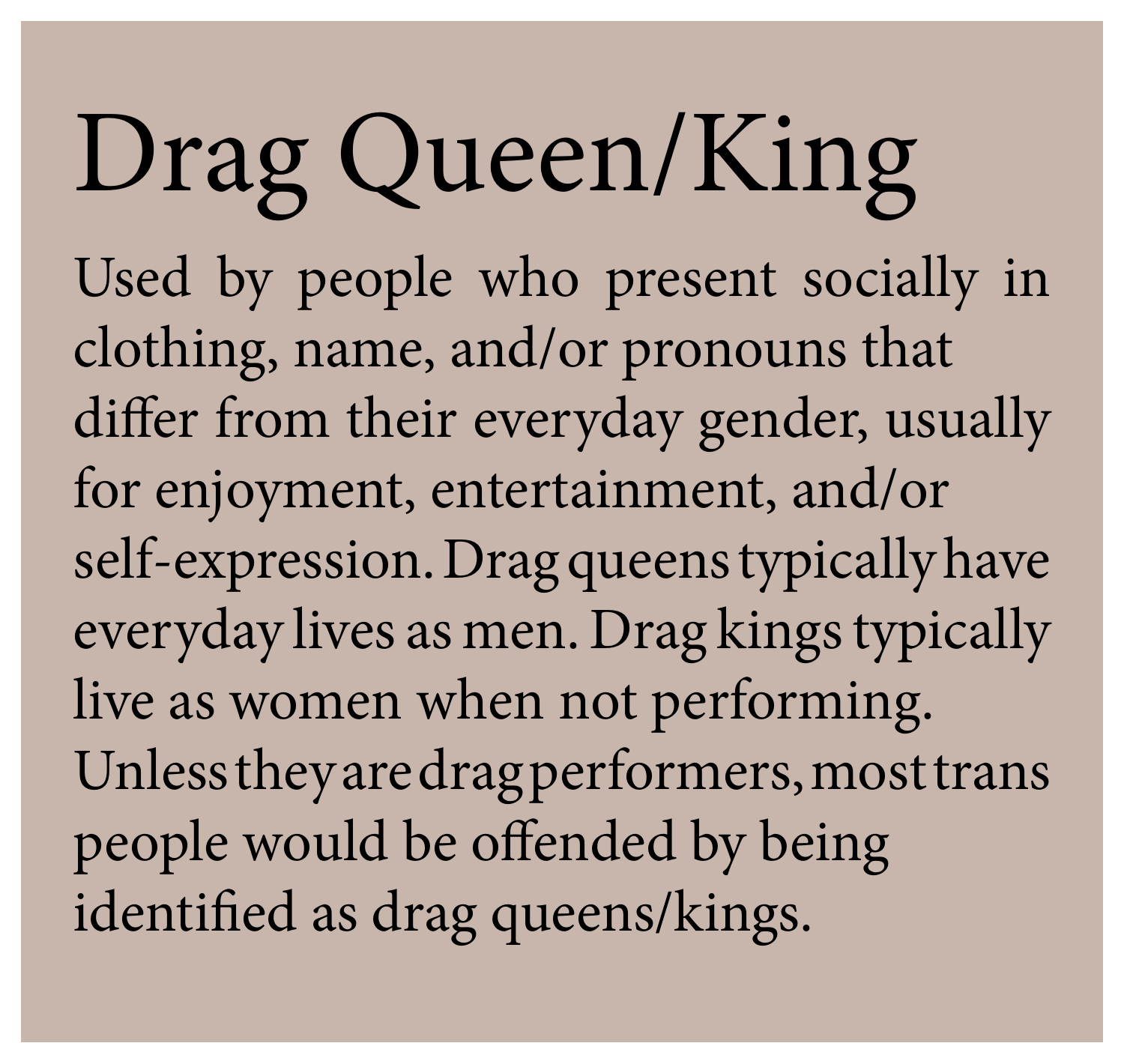# Drag Queen/King

Used by people who present socially in clothing, name, and/or pronouns that differ from their everyday gender, usually for enjoyment, entertainment, and/or self-expression. Drag queens typically have everyday lives as men. Drag kings typically live as women when not performing. Unless they are drag performers, most trans people would be offended by being identified as drag queens/kings.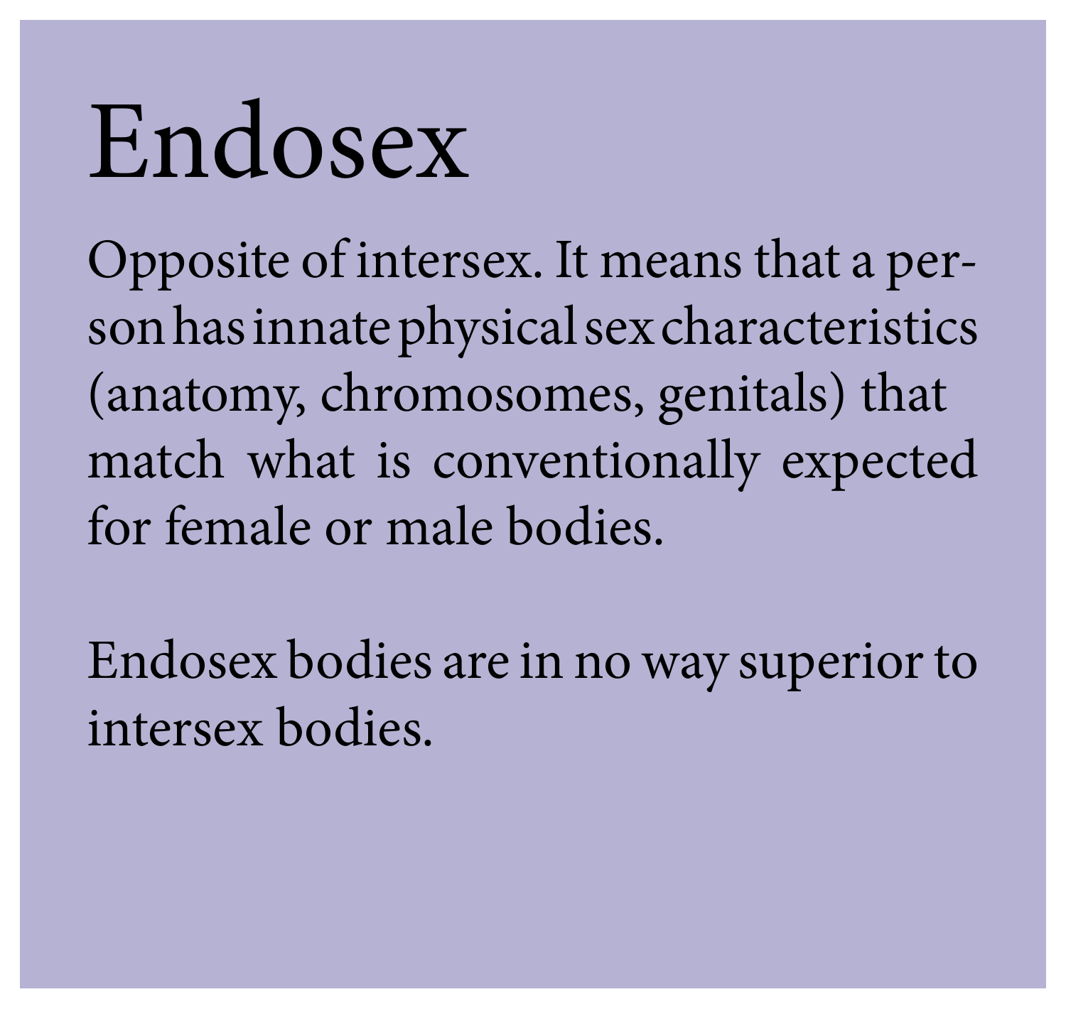# Endosex

Opposite of intersex. It means that a person has innate physical sex characteristics (anatomy, chromosomes, genitals) that match what is conventionally expected for female or male bodies.

Endosex bodies are in no way superior to intersex bodies.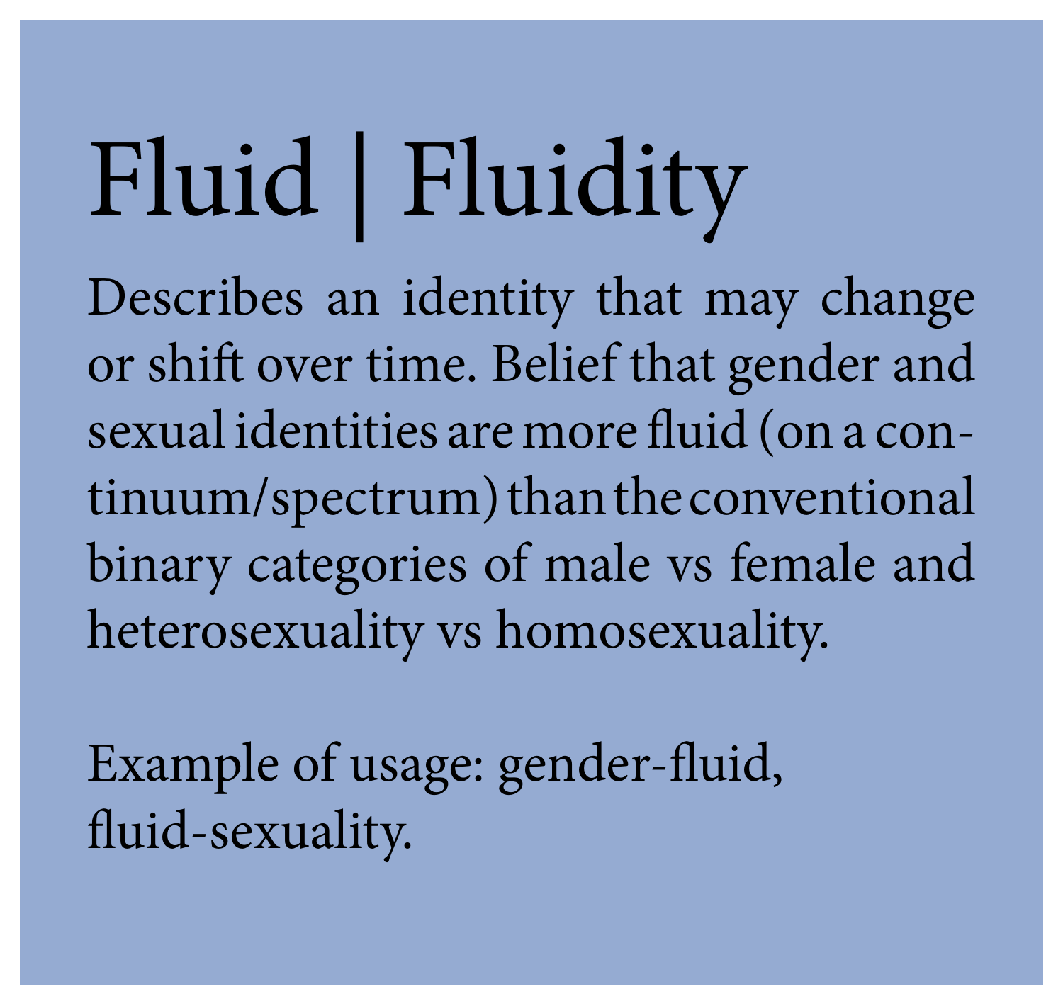# Fluid | Fluidity

Describes an identity that may change or shift over time. Belief that gender and sexual identities are more fluid (on a continuum/spectrum) than the conventional binary categories of male vs female and heterosexuality vs homosexuality.

Example of usage: gender-fluid, fluid-sexuality.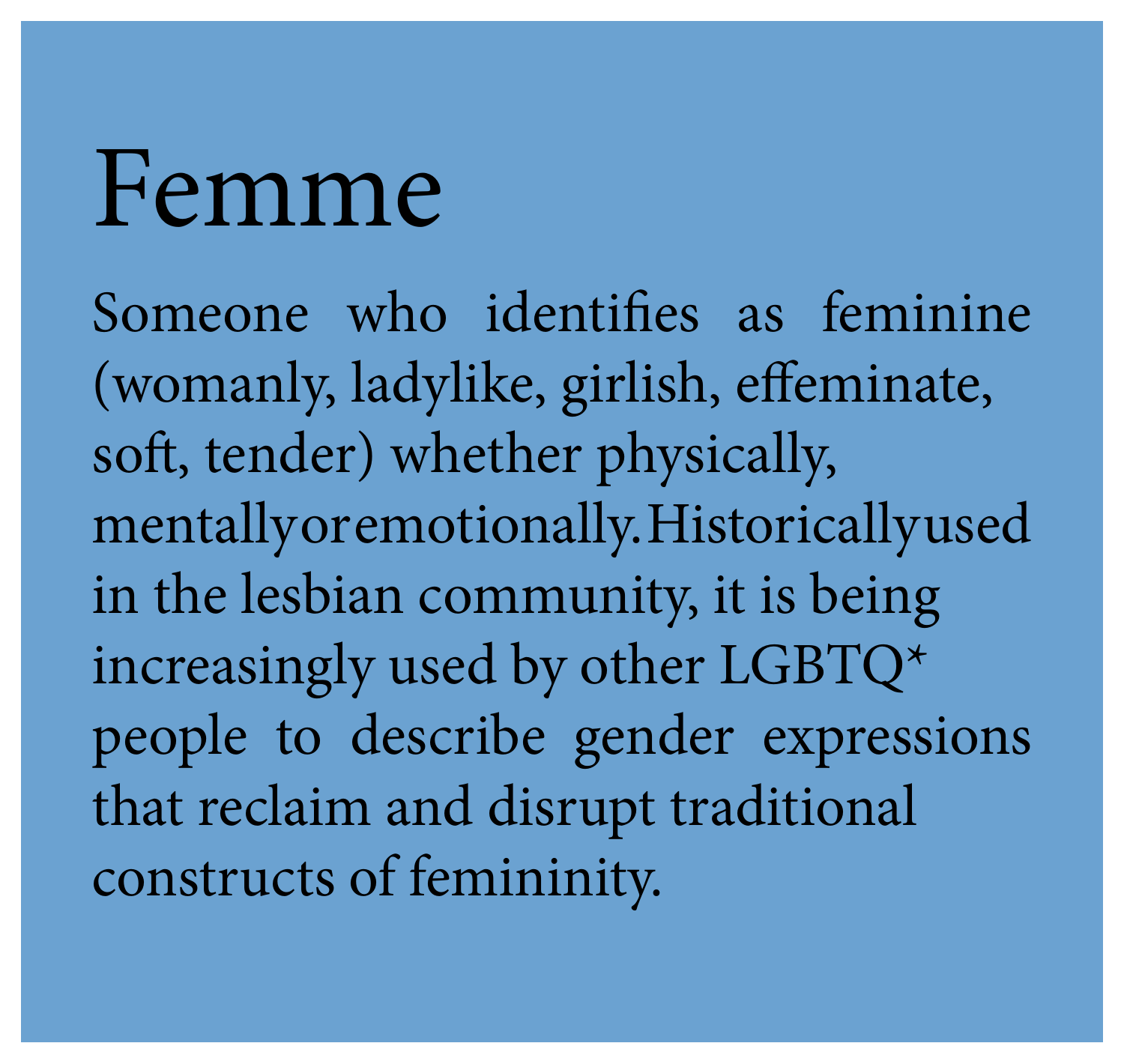# Femme

Someone who identifies as feminine (womanly, ladylike, girlish, effeminate, soft, tender) whether physically, mentally or emotionally. Historically used in the lesbian community, it is being increasingly used by other LGBTQ* people to describe gender expressions that reclaim and disrupt traditional constructs of femininity.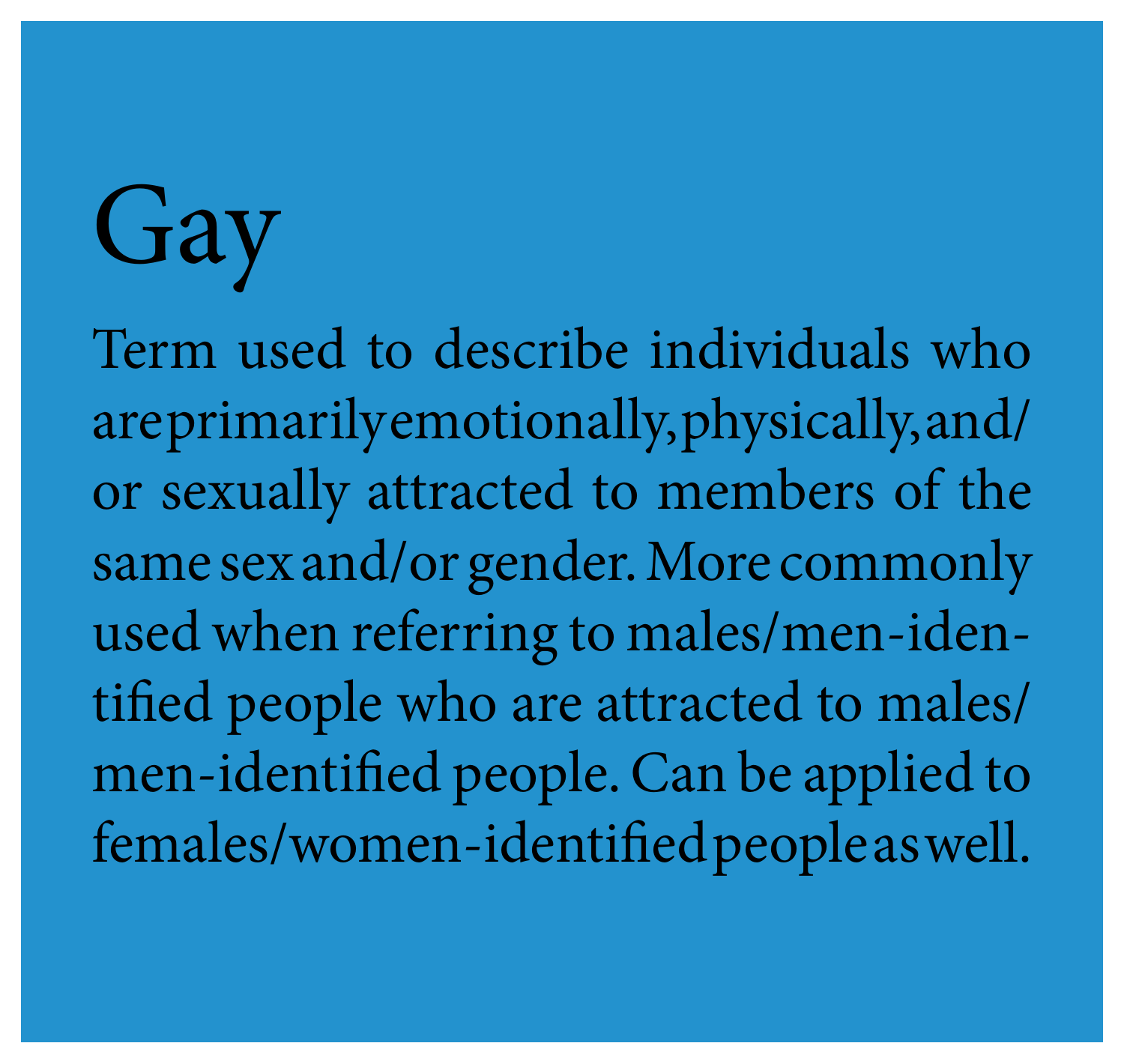# Gay

Term used to describe individuals who are primarily emotionally, physically, and/or sexually attracted to members of the same sex and/or gender. More commonly used when referring to males/men-identified people who are attracted to males/men-identified people. Can be applied to females/women-identified people as well.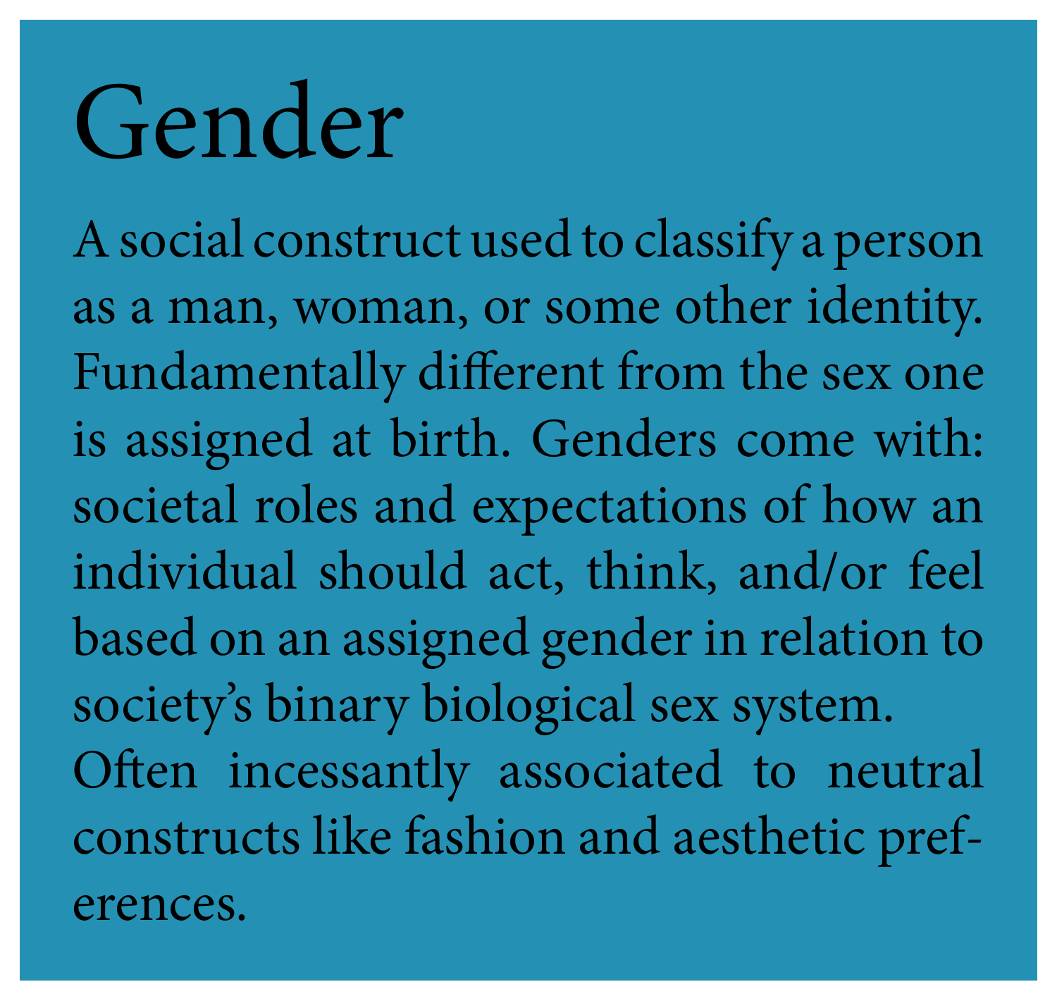# Gender

A social construct used to classify a person as a man, woman, or some other identity. Fundamentally different from the sex one is assigned at birth. Genders come with: societal roles and expectations of how an individual should act, think, and/or feel based on an assigned gender in relation to society's binary biological sex system. Often incessantly associated to neutral constructs like fashion and aesthetic preferences.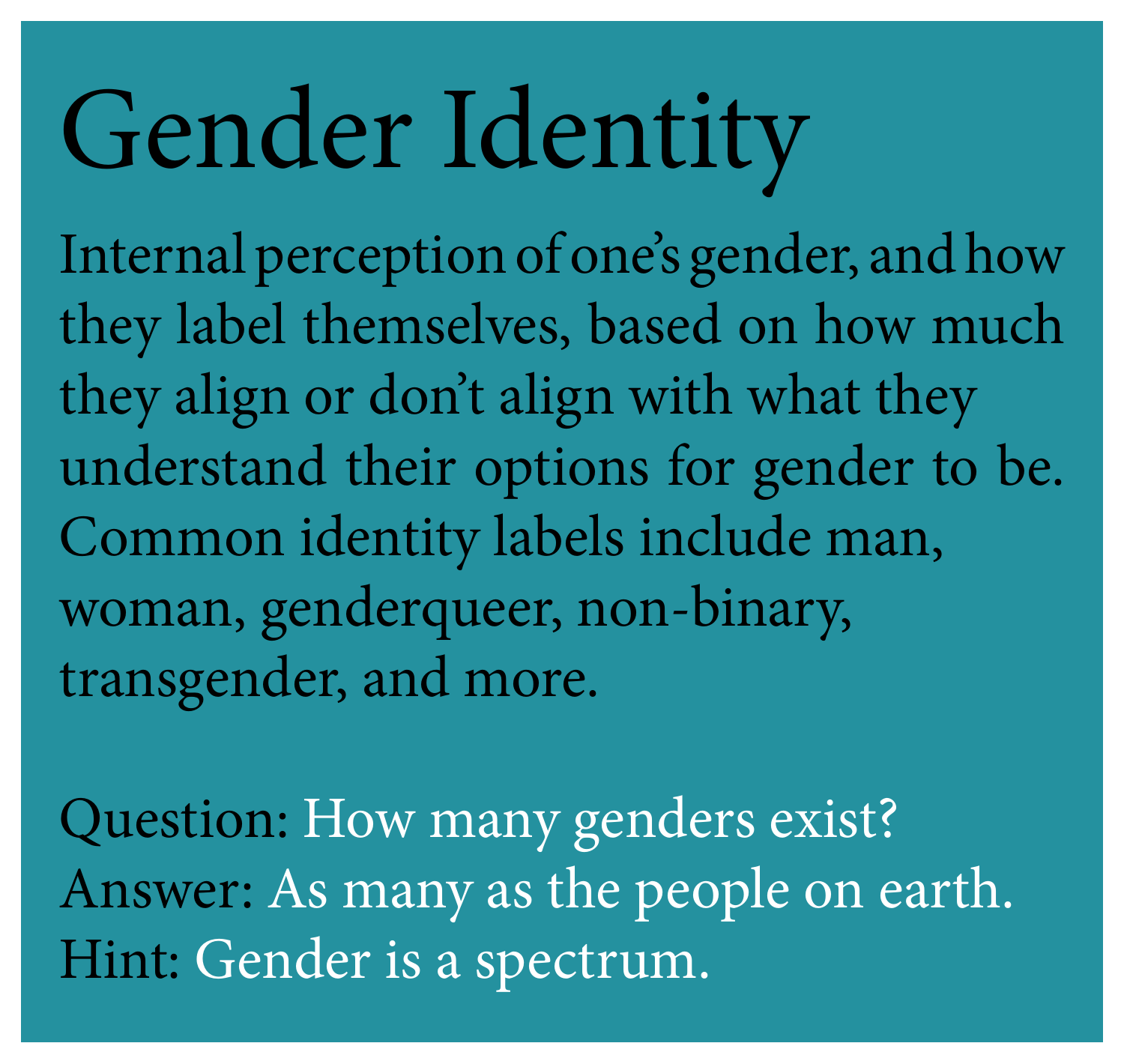# Gender Identity

Internal perception of one's gender, and how they label themselves, based on how much they align or don't align with what they understand their options for gender to be. Common identity labels include man, woman, genderqueer, non-binary, transgender, and more.

Question: How many genders exist?
Answer: As many as the people on earth.
Hint: Gender is a spectrum.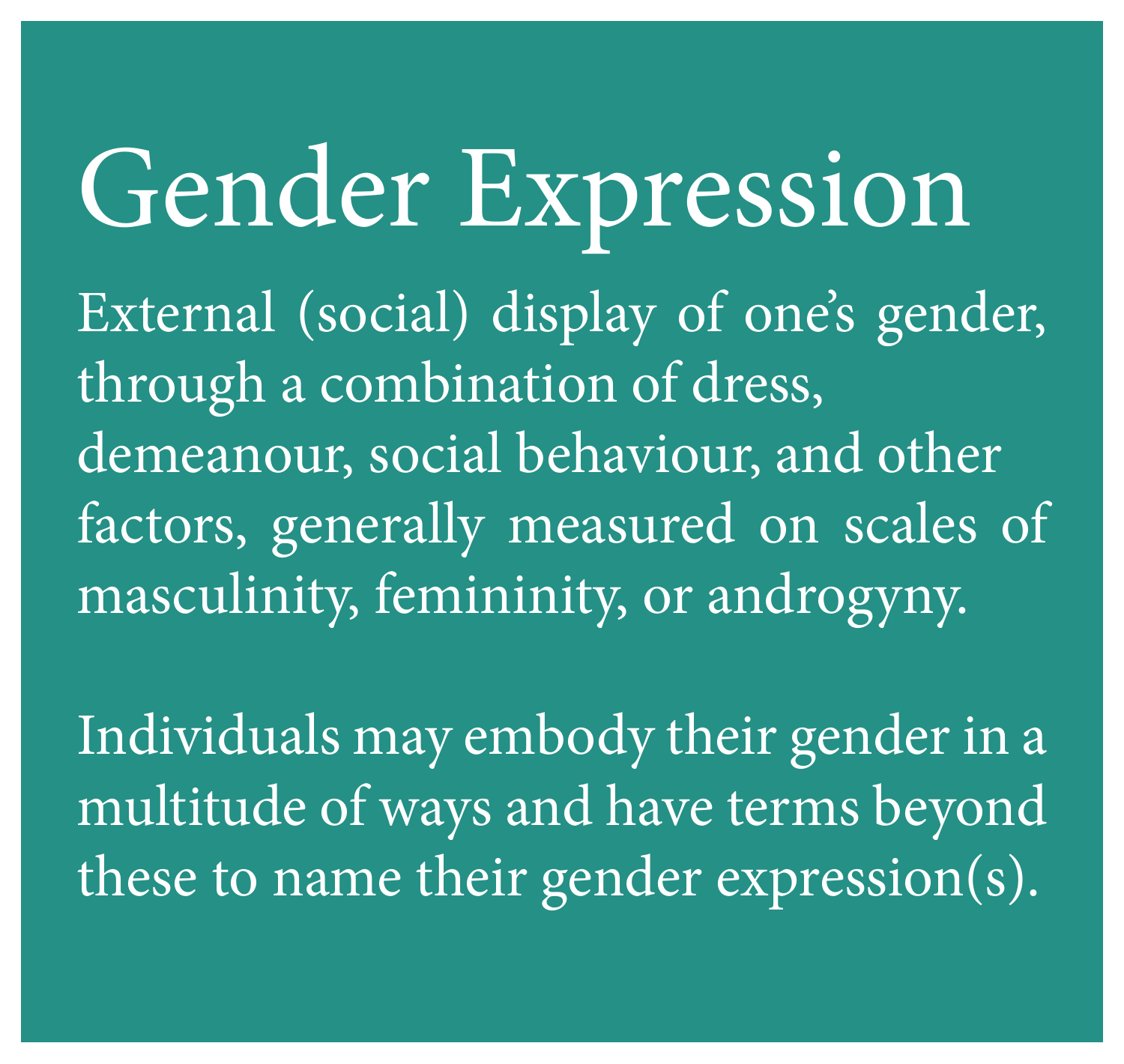# Gender Expression

External (social) display of one's gender, through a combination of dress, demeanour, social behaviour, and other factors, generally measured on scales of masculinity, femininity, or androgyny.

Individuals may embody their gender in a multitude of ways and have terms beyond these to name their gender expression(s).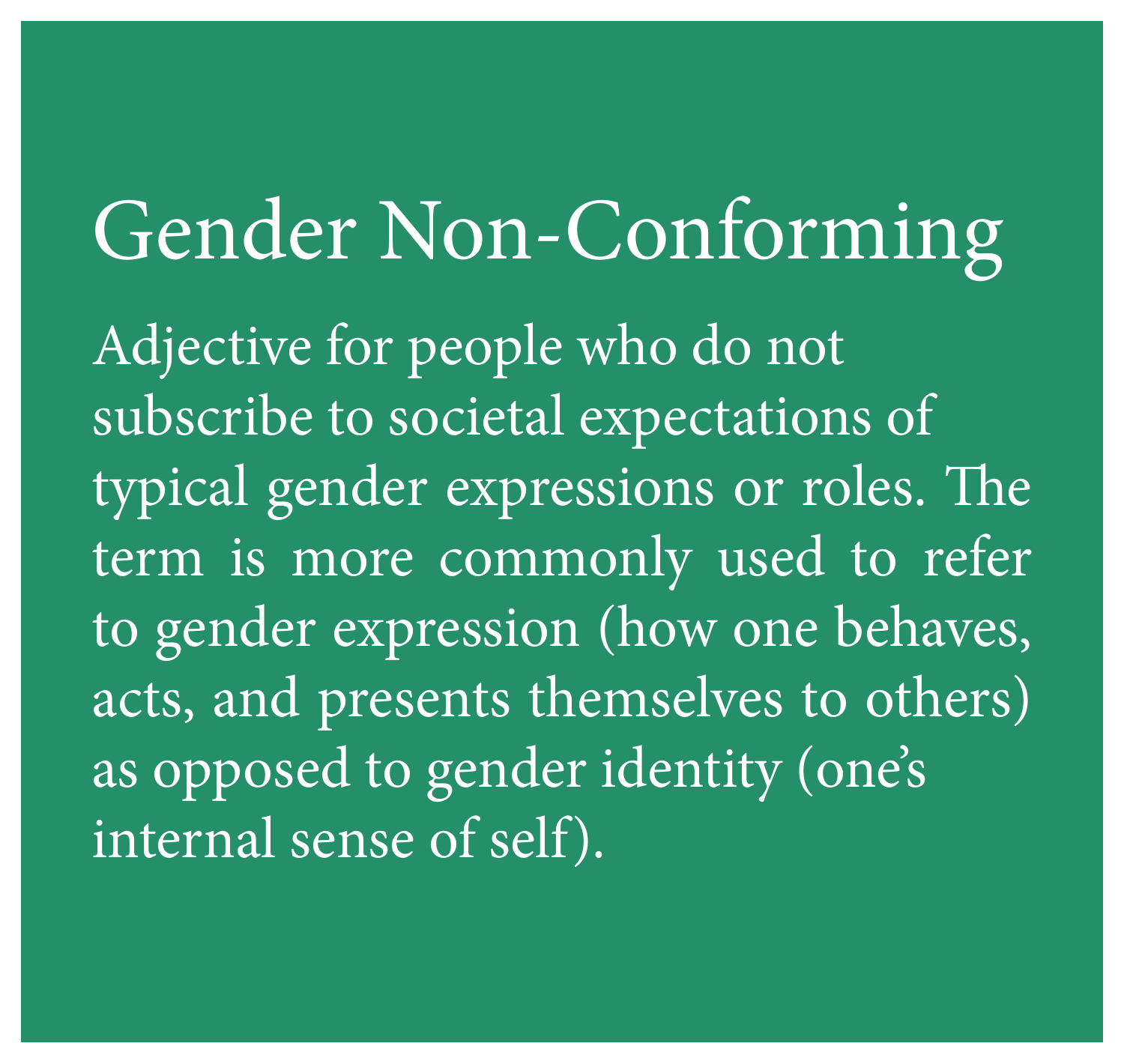# Gender Non-Conforming

Adjective for people who do not subscribe to societal expectations of typical gender expressions or roles. The term is more commonly used to refer to gender expression (how one behaves, acts, and presents themselves to others) as opposed to gender identity (one's internal sense of self).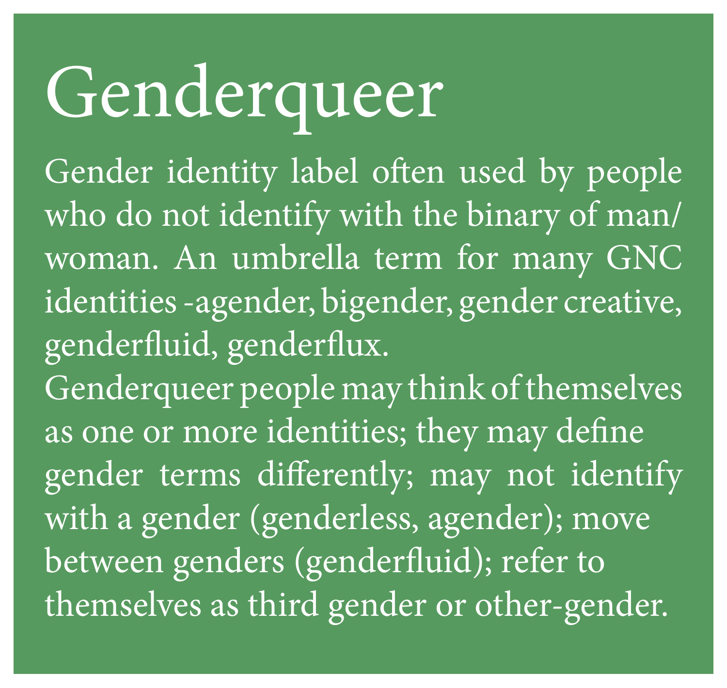# Genderqueer

Gender identity label often used by people who do not identify with the binary of man/woman. An umbrella term for many GNC identities -agender, bigender, gender creative, genderfluid, genderflux.

Genderqueer people may think of themselves as one or more identities; they may define gender terms differently; may not identify with a gender (genderless, agender); move between genders (genderfluid); refer to themselves as third gender or other-gender.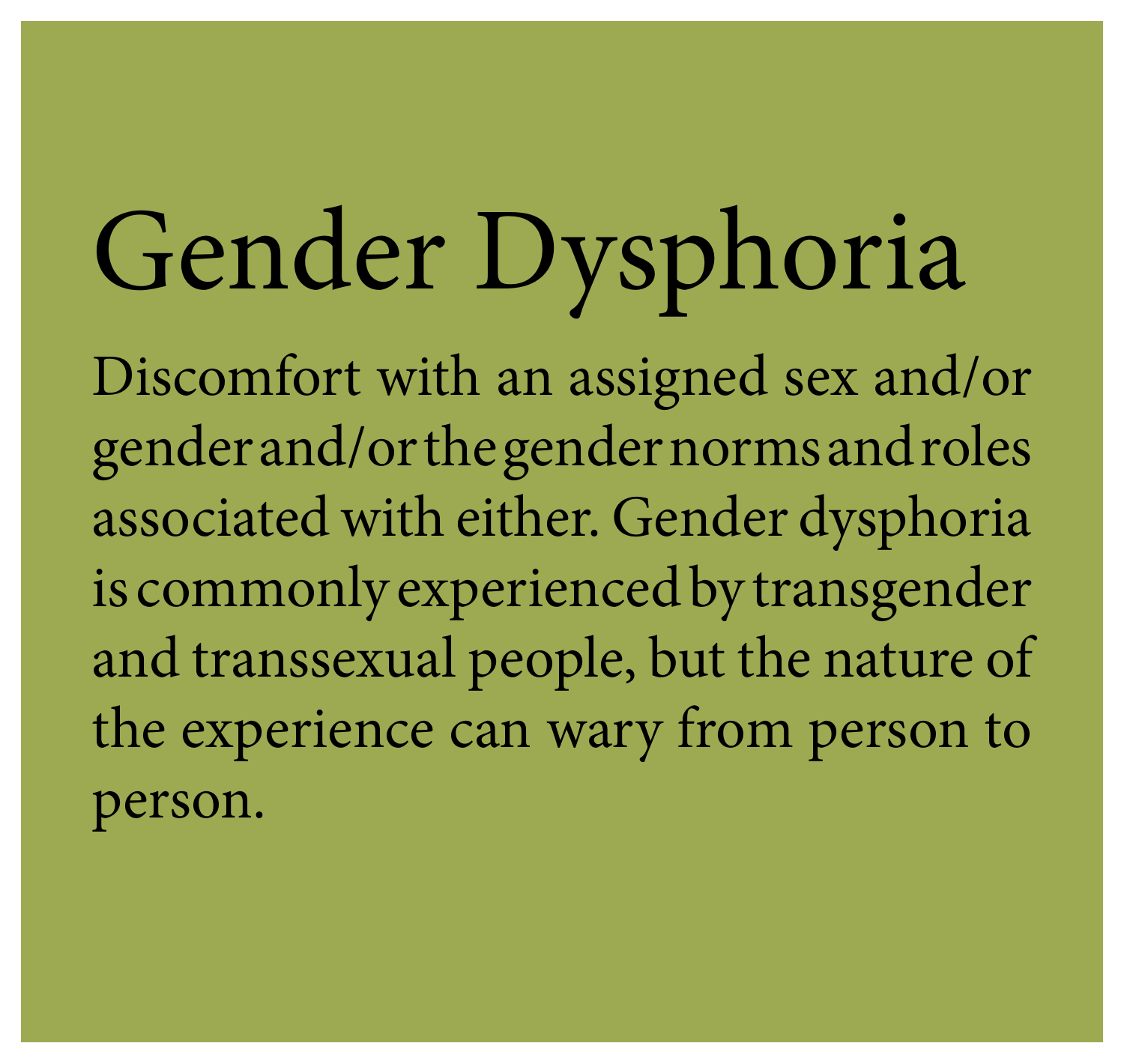# Gender Dysphoria

Discomfort with an assigned sex and/or gender and/or the gender norms and roles associated with either. Gender dysphoria is commonly experienced by transgender and transsexual people, but the nature of the experience can wary from person to person.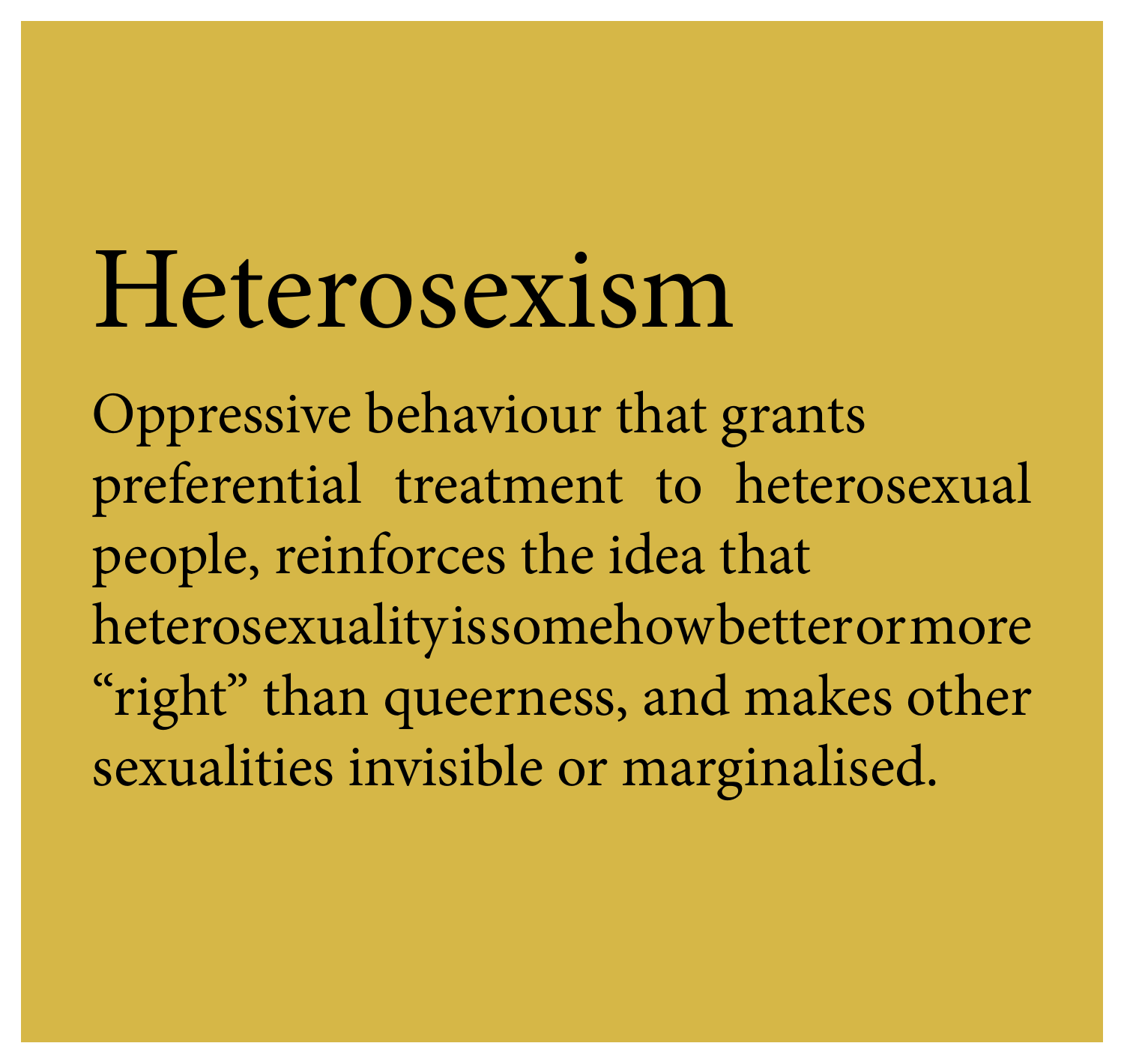# Heterosexism

Oppressive behaviour that grants preferential treatment to heterosexual people, reinforces the idea that heterosexuality is somehow better or more "right" than queerness, and makes other sexualities invisible or marginalised.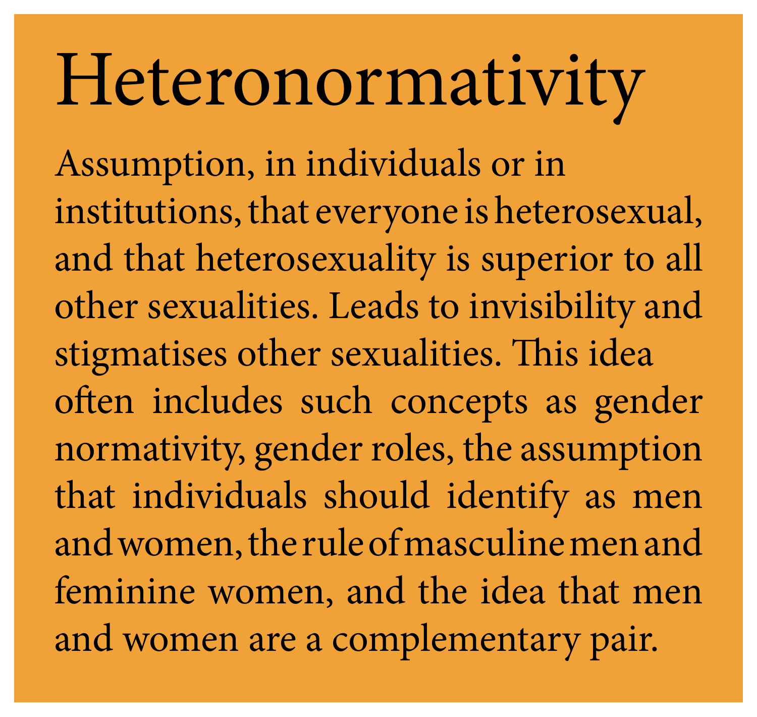# Heteronormativity

Assumption, in individuals or in institutions, that everyone is heterosexual, and that heterosexuality is superior to all other sexualities. Leads to invisibility and stigmatises other sexualities. This idea often includes such concepts as gender normativity, gender roles, the assumption that individuals should identify as men and women, the rule of masculine men and feminine women, and the idea that men and women are a complementary pair.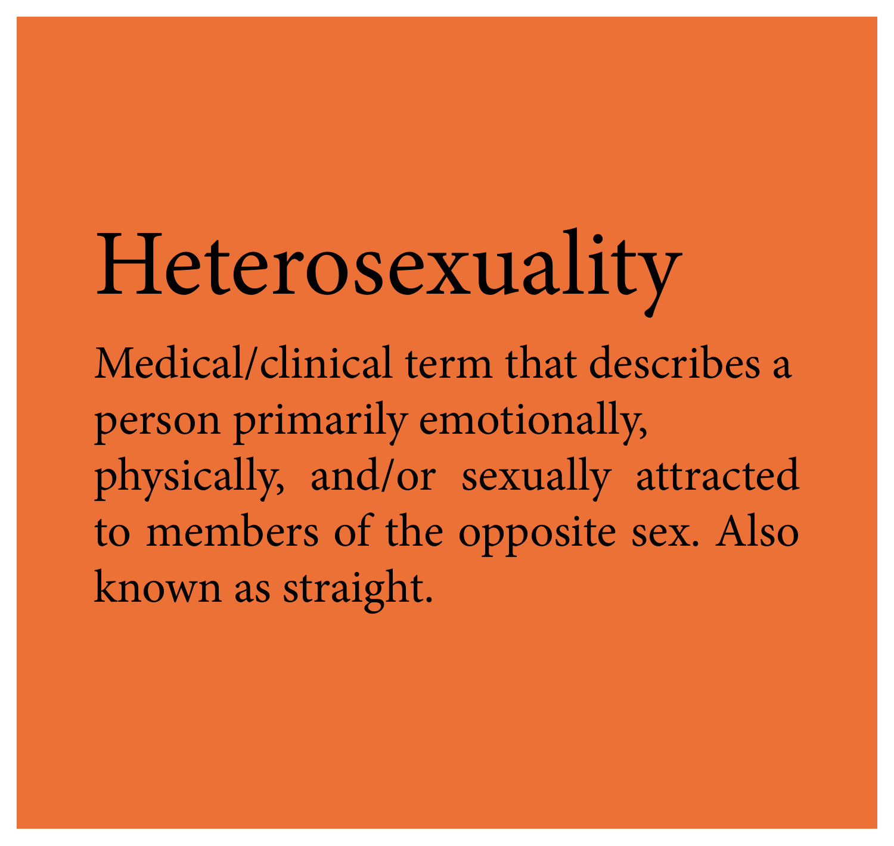# Heterosexuality

Medical/clinical term that describes a person primarily emotionally, physically, and/or sexually attracted to members of the opposite sex. Also known as straight.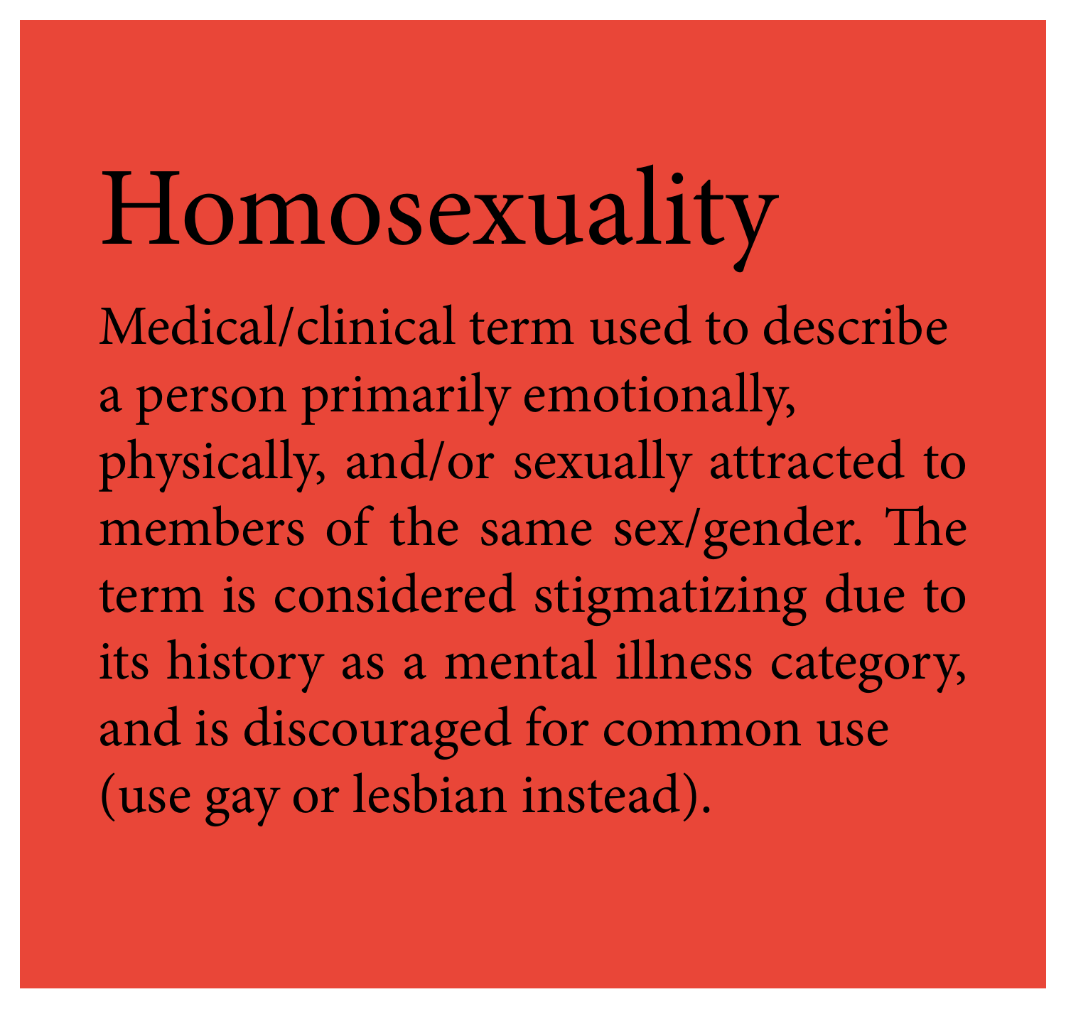# Homosexuality

Medical/clinical term used to describe a person primarily emotionally, physically, and/or sexually attracted to members of the same sex/gender. The term is considered stigmatizing due to its history as a mental illness category, and is discouraged for common use (use gay or lesbian instead).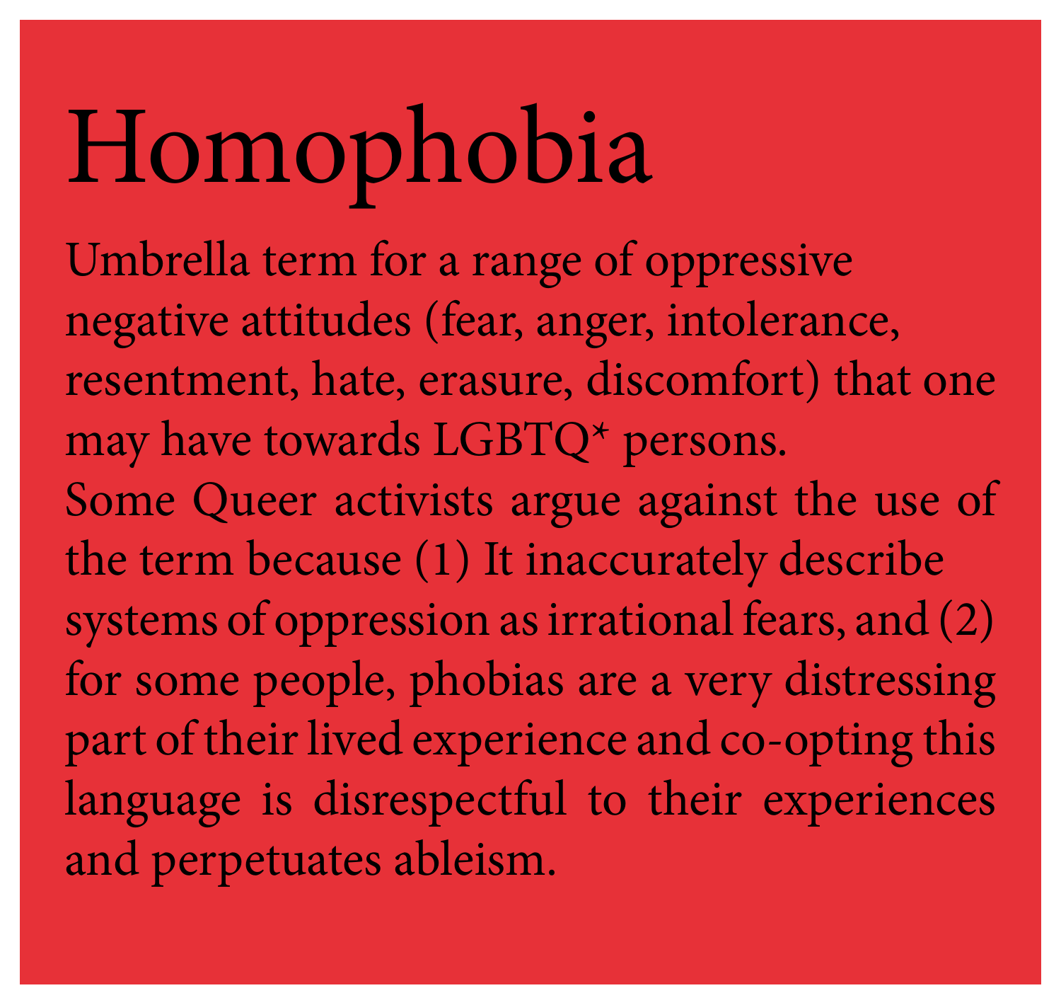# Homophobia

Umbrella term for a range of oppressive negative attitudes (fear, anger, intolerance, resentment, hate, erasure, discomfort) that one may have towards LGBTQ* persons.
Some Queer activists argue against the use of the term because (1) It inaccurately describe systems of oppression as irrational fears, and (2) for some people, phobias are a very distressing part of their lived experience and co-opting this language is disrespectful to their experiences and perpetuates ableism.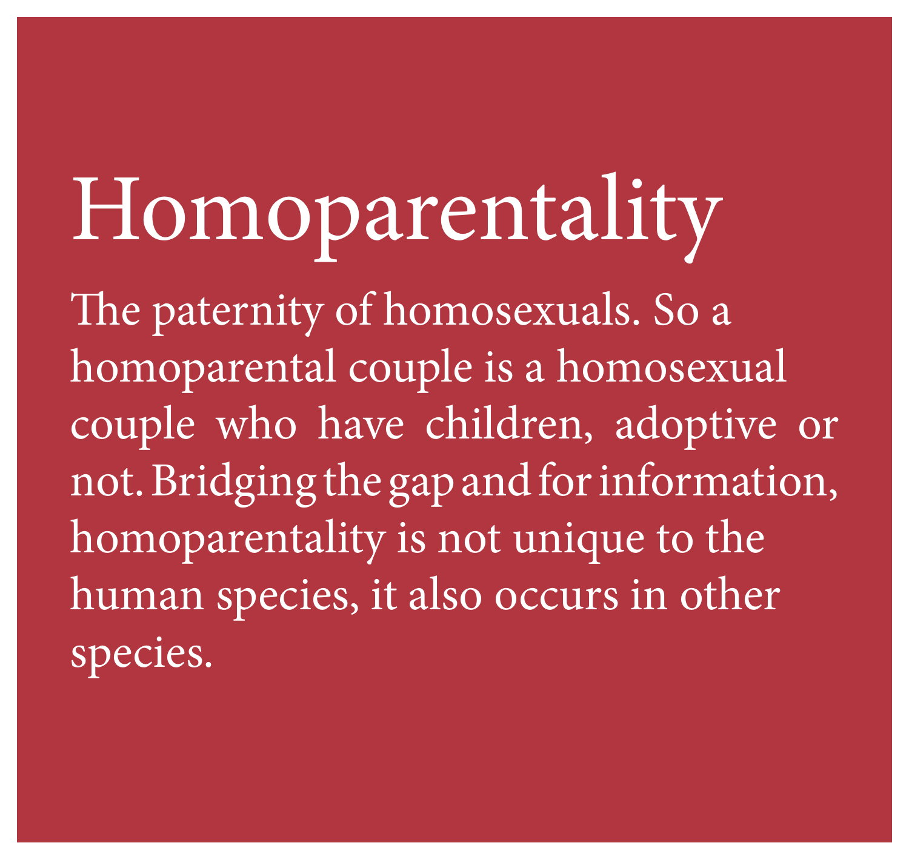# Homoparentality

The paternity of homosexuals. So a homoparental couple is a homosexual couple who have children, adoptive or not. Bridging the gap and for information, homoparentality is not unique to the human species, it also occurs in other species.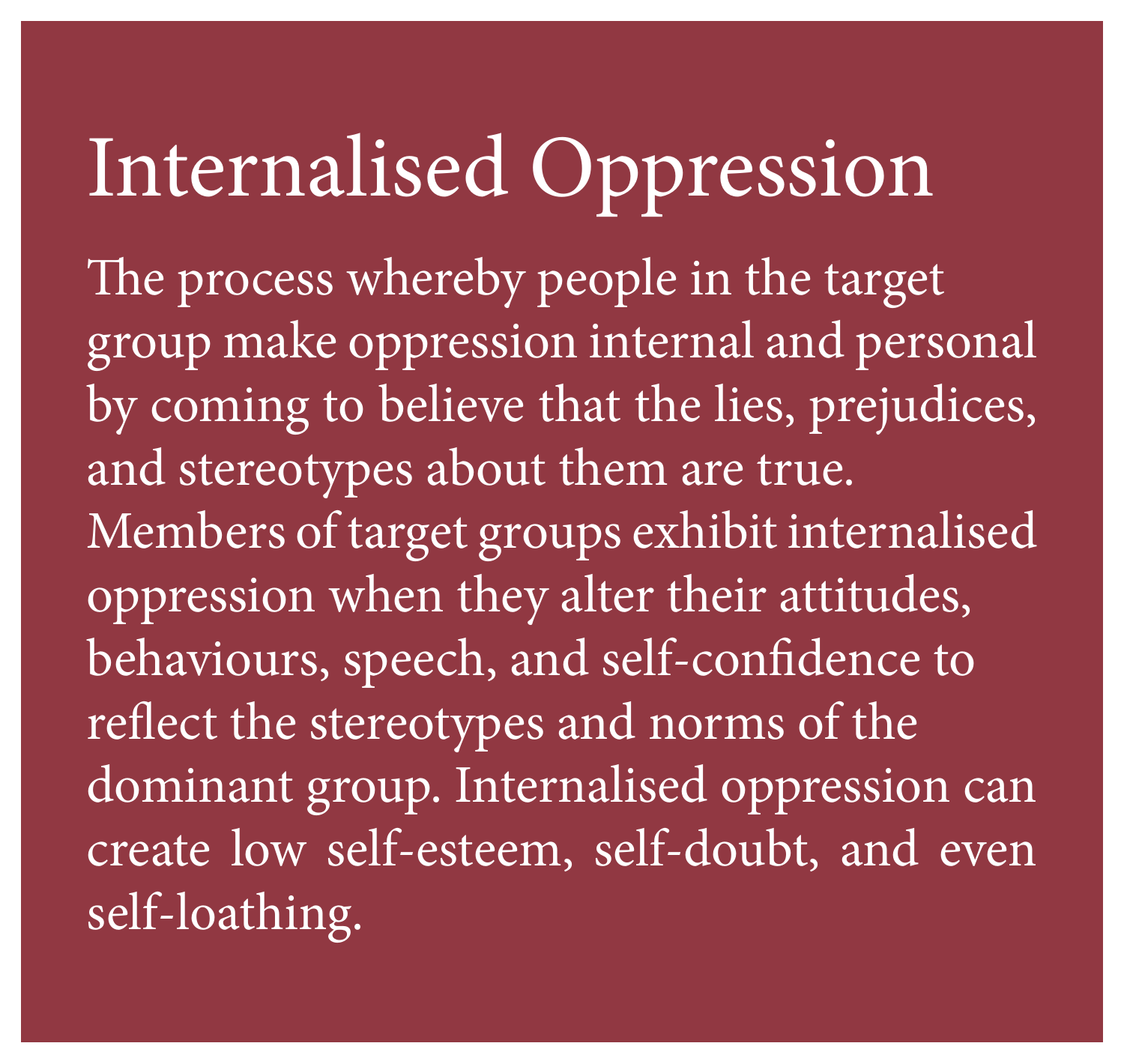# Internalised Oppression

The process whereby people in the target group make oppression internal and personal by coming to believe that the lies, prejudices, and stereotypes about them are true. Members of target groups exhibit internalised oppression when they alter their attitudes, behaviours, speech, and self-confidence to reflect the stereotypes and norms of the dominant group. Internalised oppression can create low self-esteem, self-doubt, and even self-loathing.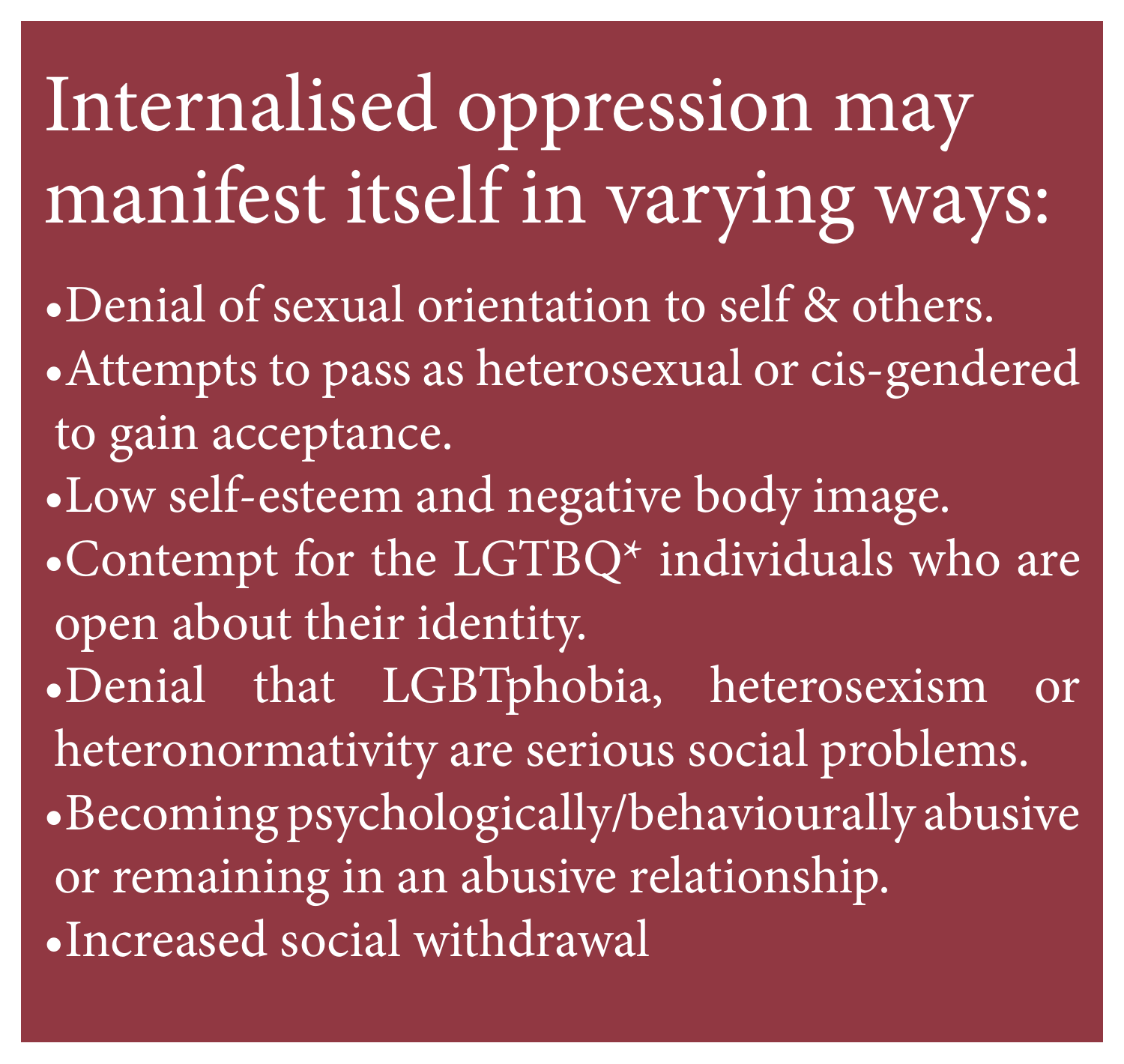## Internalised oppression may manifest itself in varying ways:

- Denial of sexual orientation to self & others.
- Attempts to pass as heterosexual or cis-gendered to gain acceptance.
- Low self-esteem and negative body image.
- Contempt for the LGTBQ* individuals who are open about their identity.
- Denial that LGBTphobia, heterosexism or heteronormativity are serious social problems.
- Becoming psychologically/behaviourally abusive or remaining in an abusive relationship.
- Increased social withdrawal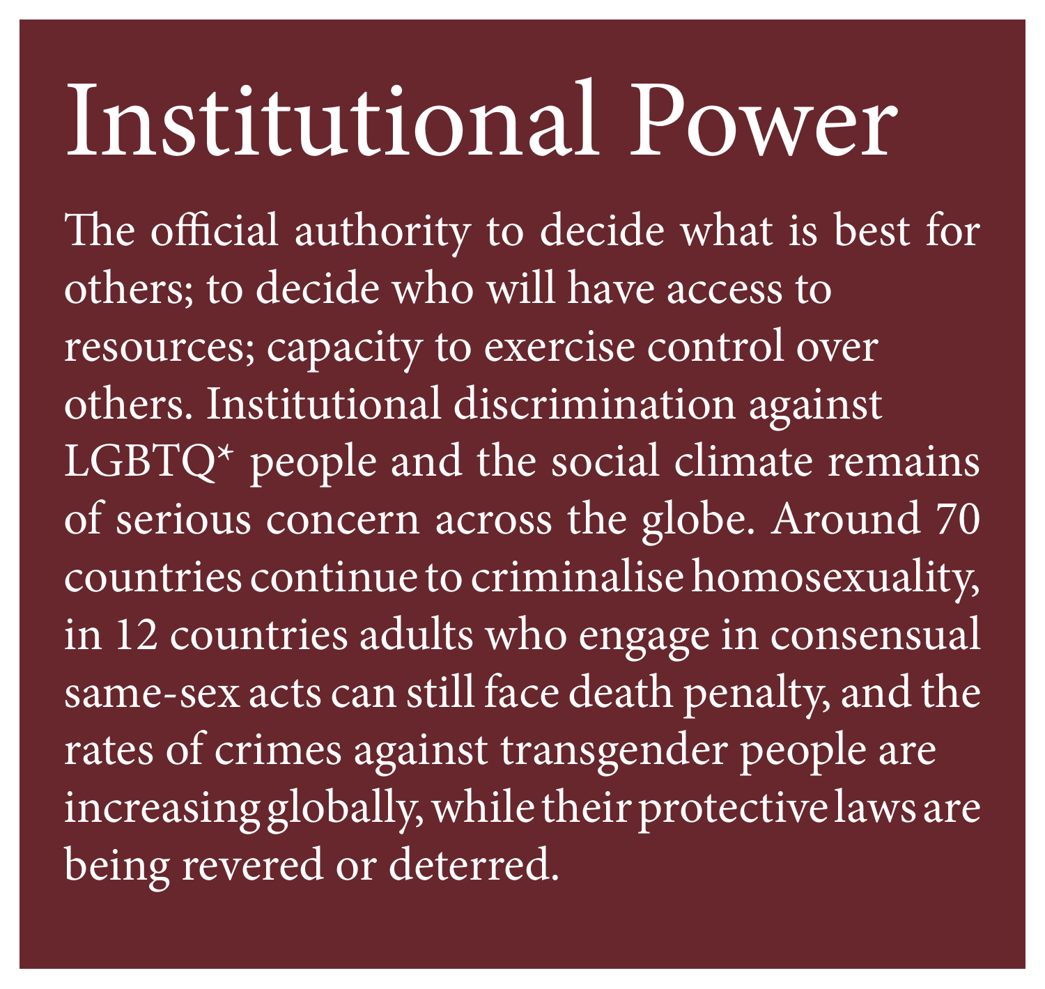# Institutional Power

The official authority to decide what is best for others; to decide who will have access to resources; capacity to exercise control over others. Institutional discrimination against LGBTQ* people and the social climate remains of serious concern across the globe. Around 70 countries continue to criminalise homosexuality, in 12 countries adults who engage in consensual same-sex acts can still face death penalty, and the rates of crimes against transgender people are increasing globally, while their protective laws are being revered or deterred.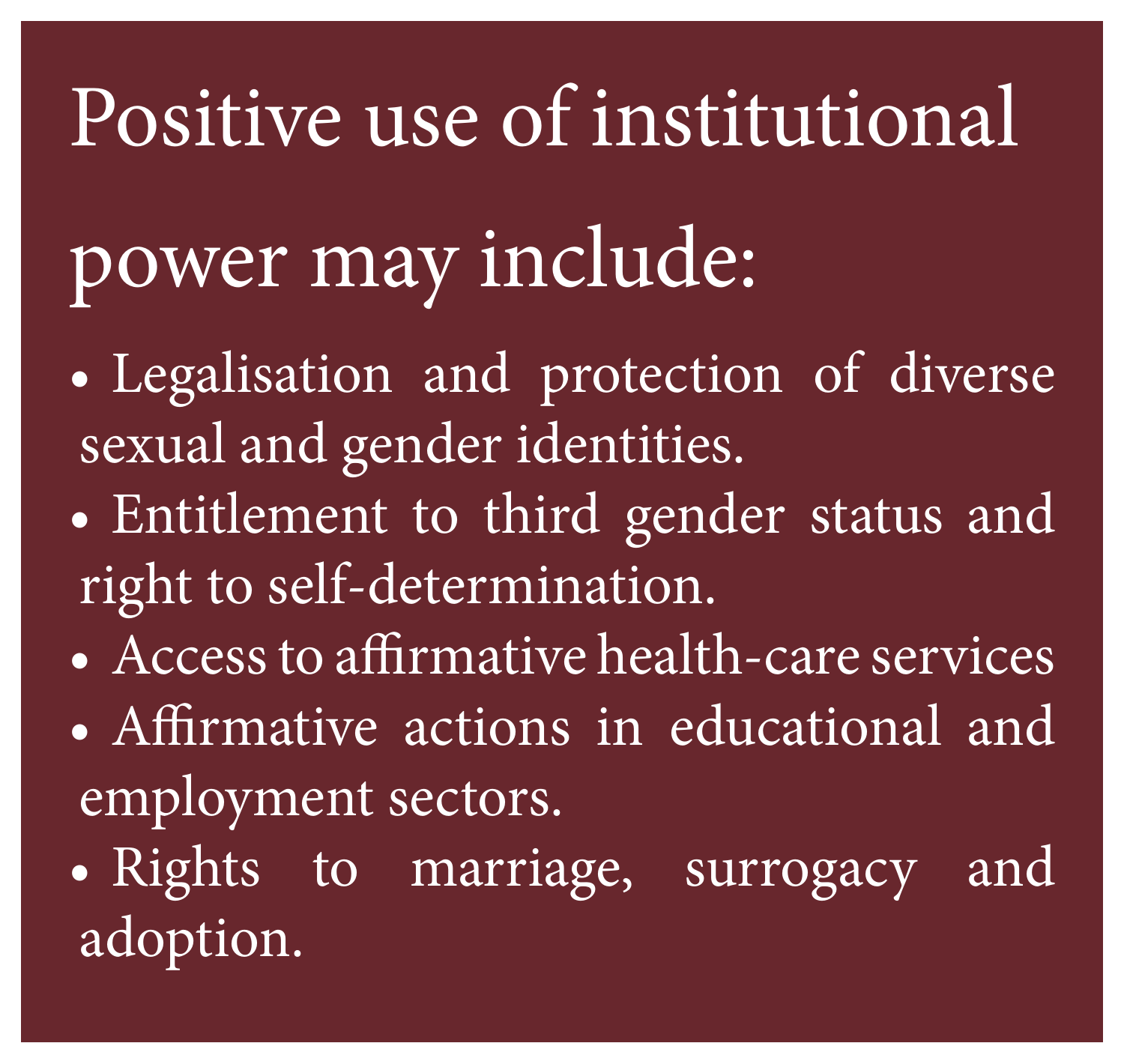## Positive use of institutional power may include:

- Legalisation and protection of diverse sexual and gender identities.
- Entitlement to third gender status and right to self-determination.
- Access to affirmative health-care services
- Affirmative actions in educational and employment sectors.
- Rights to marriage, surrogacy and adoption.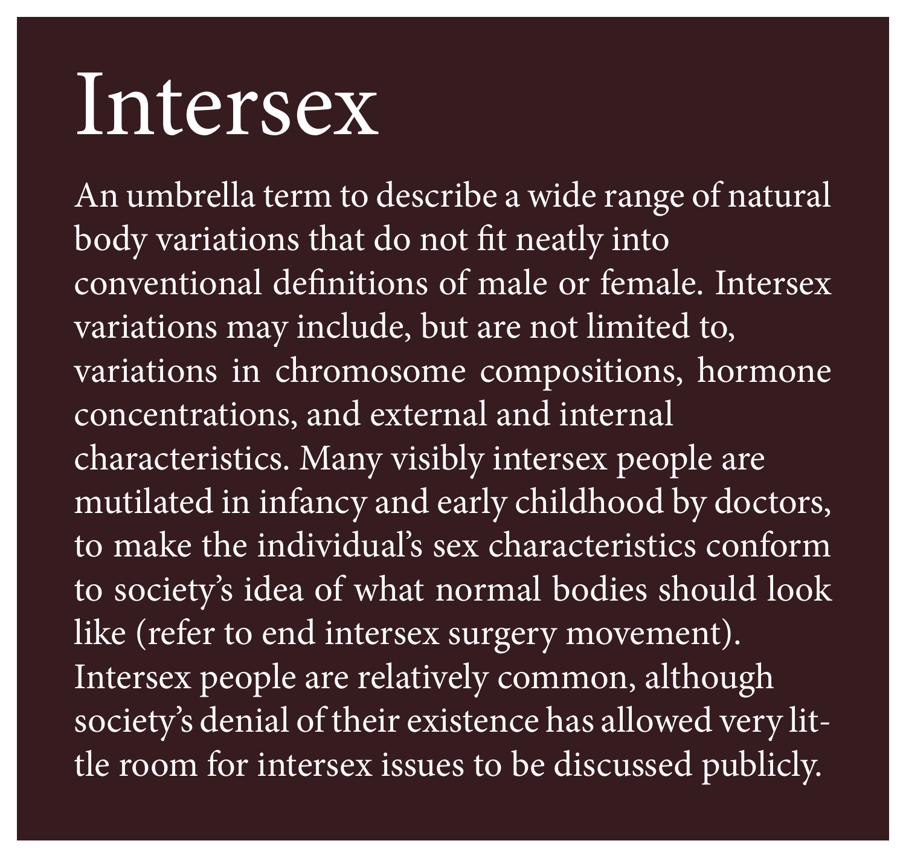# Intersex

An umbrella term to describe a wide range of natural body variations that do not fit neatly into conventional definitions of male or female. Intersex variations may include, but are not limited to, variations in chromosome compositions, hormone concentrations, and external and internal characteristics. Many visibly intersex people are mutilated in infancy and early childhood by doctors, to make the individual's sex characteristics conform to society's idea of what normal bodies should look like (refer to end intersex surgery movement). Intersex people are relatively common, although society's denial of their existence has allowed very little room for intersex issues to be discussed publicly.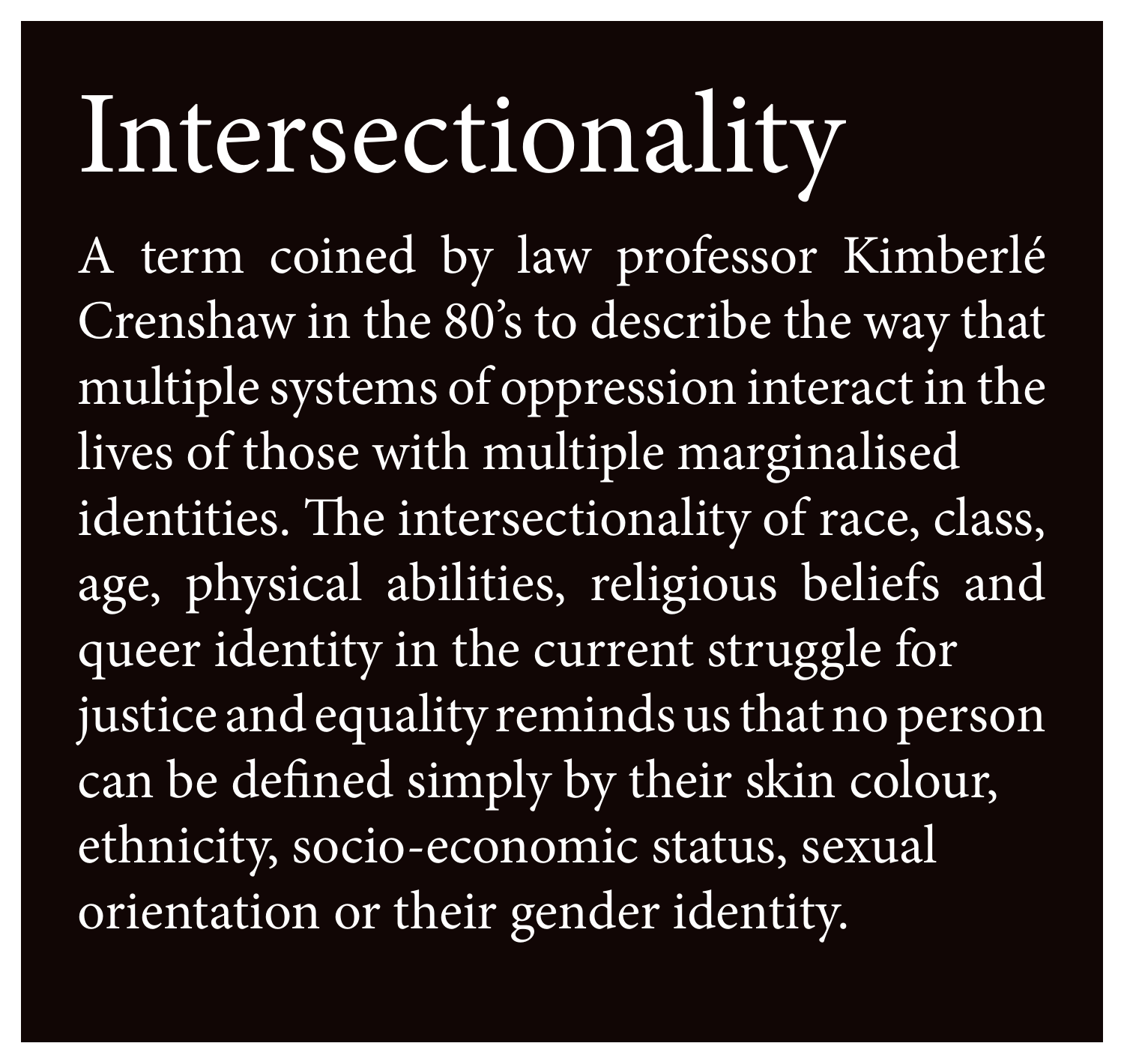# Intersectionality

A term coined by law professor Kimberlé Crenshaw in the 80's to describe the way that multiple systems of oppression interact in the lives of those with multiple marginalised identities. The intersectionality of race, class, age, physical abilities, religious beliefs and queer identity in the current struggle for justice and equality reminds us that no person can be defined simply by their skin colour, ethnicity, socio-economic status, sexual orientation or their gender identity.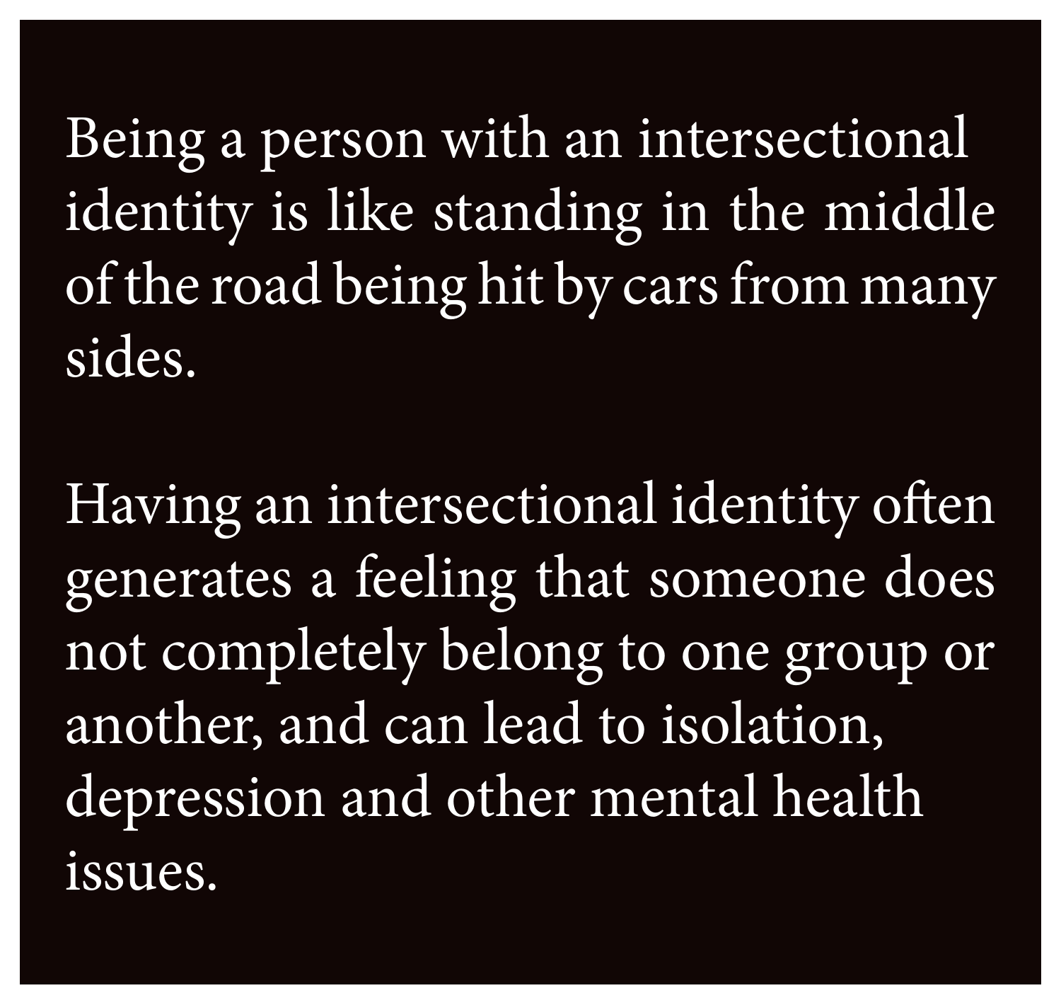Being a person with an intersectional identity is like standing in the middle of the road being hit by cars from many sides.

Having an intersectional identity often generates a feeling that someone does not completely belong to one group or another, and can lead to isolation, depression and other mental health issues.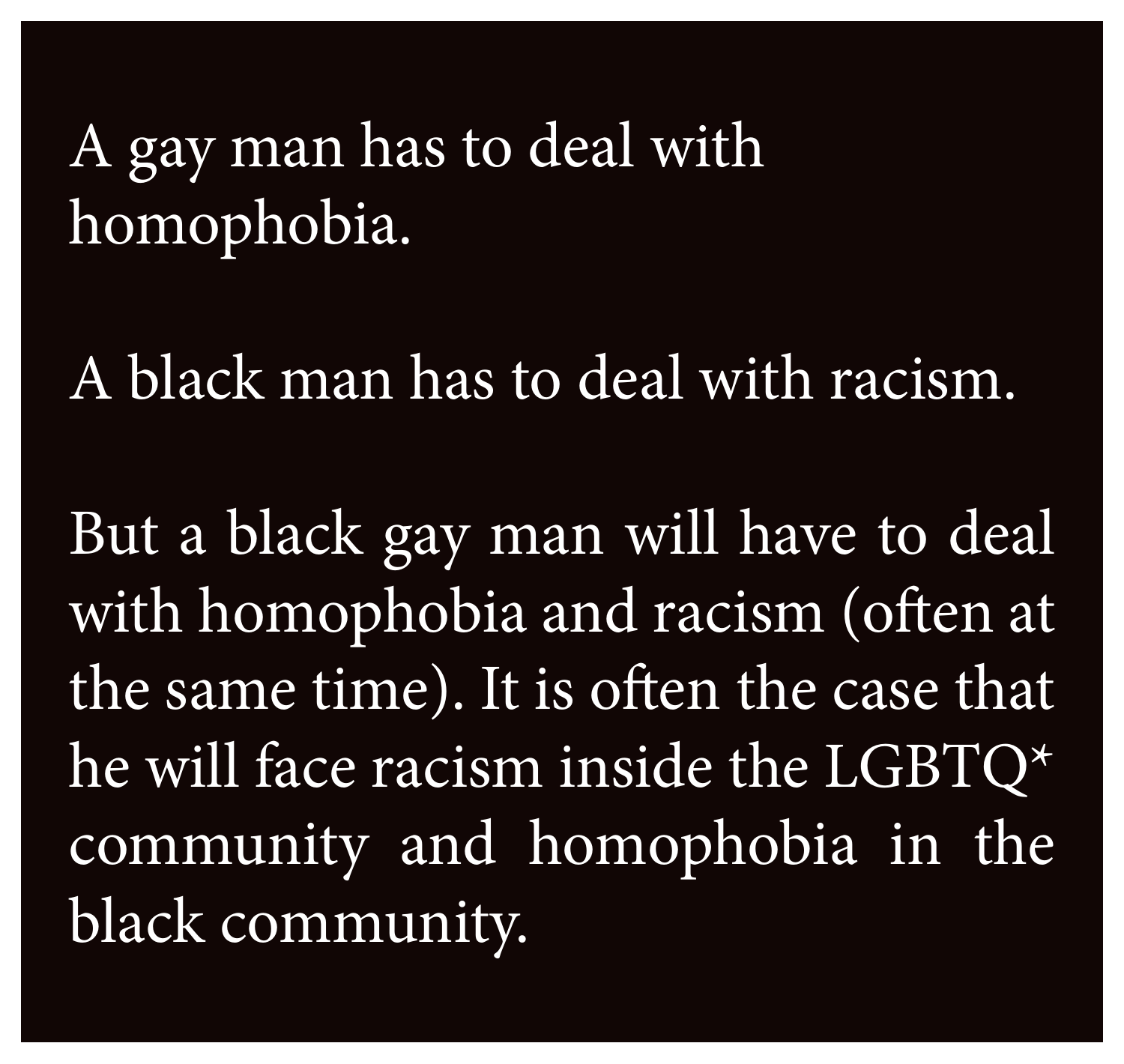A gay man has to deal with homophobia.

A black man has to deal with racism.

But a black gay man will have to deal with homophobia and racism (often at the same time). It is often the case that he will face racism inside the LGBTQ* community and homophobia in the black community.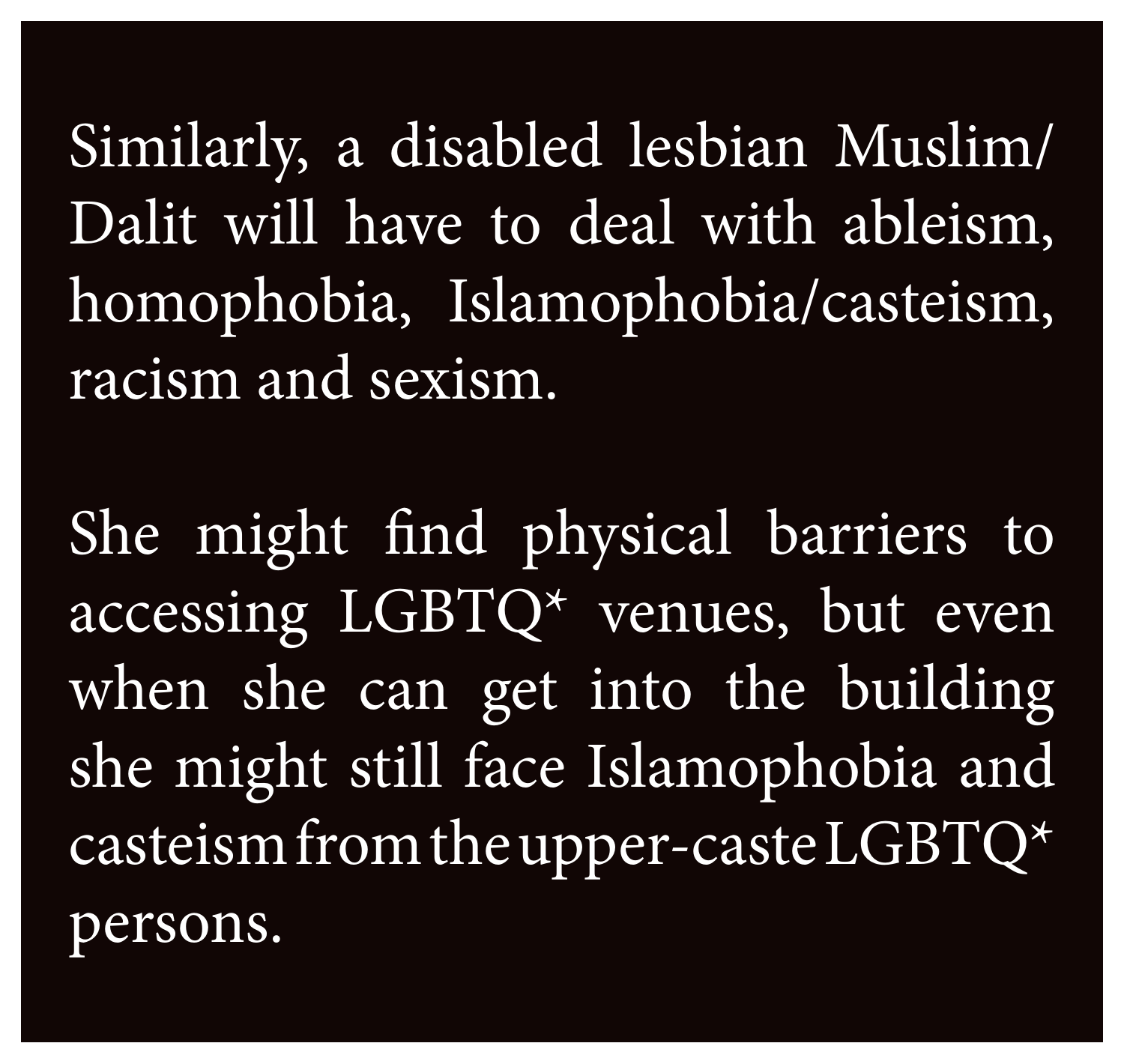Similarly, a disabled lesbian Muslim/ Dalit will have to deal with ableism, homophobia, Islamophobia/casteism, racism and sexism.

She might find physical barriers to accessing LGBTQ* venues, but even when she can get into the building she might still face Islamophobia and casteism from the upper-caste LGBTQ* persons.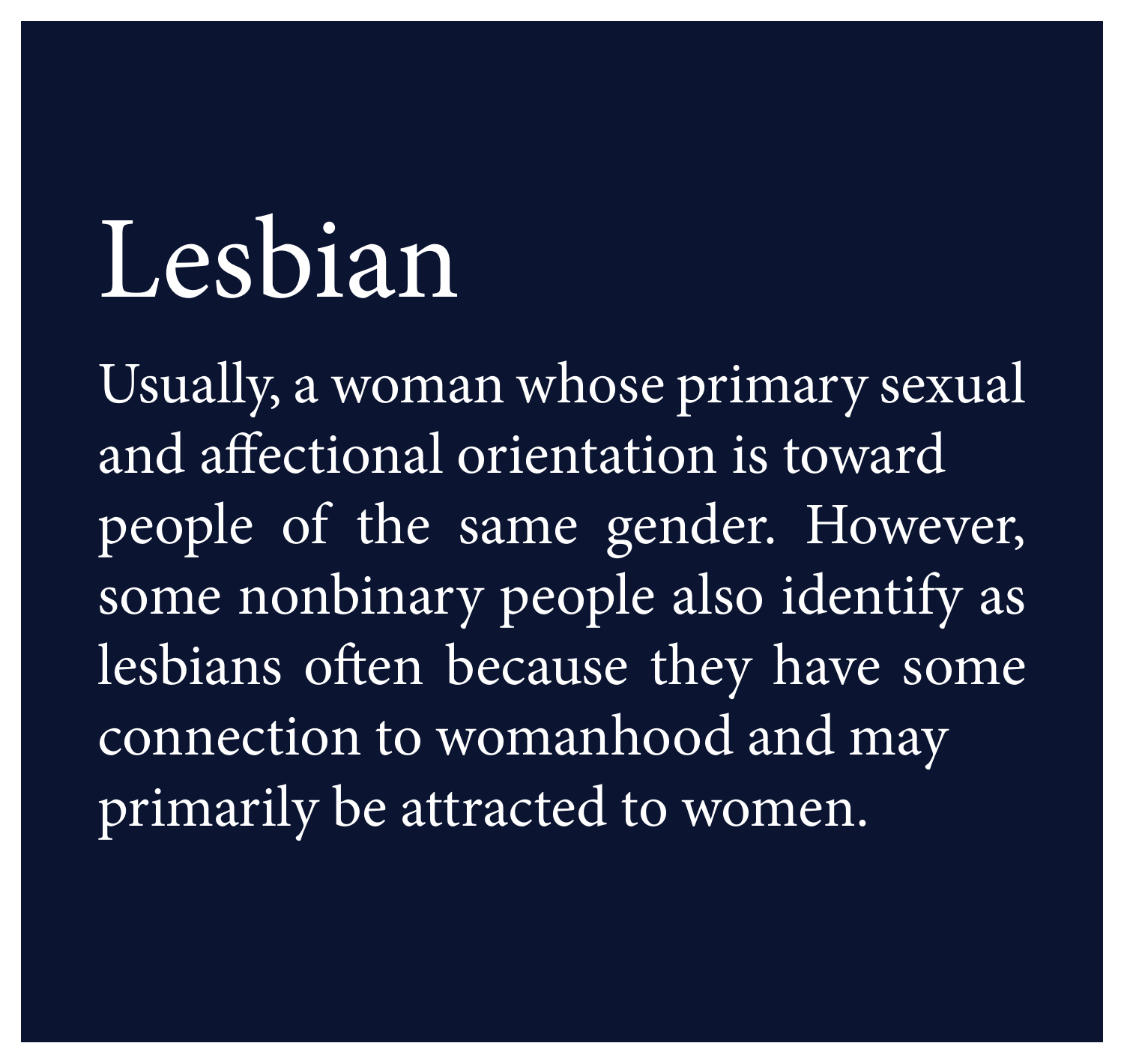# Lesbian

Usually, a woman whose primary sexual and affectional orientation is toward people of the same gender. However, some nonbinary people also identify as lesbians often because they have some connection to womanhood and may primarily be attracted to women.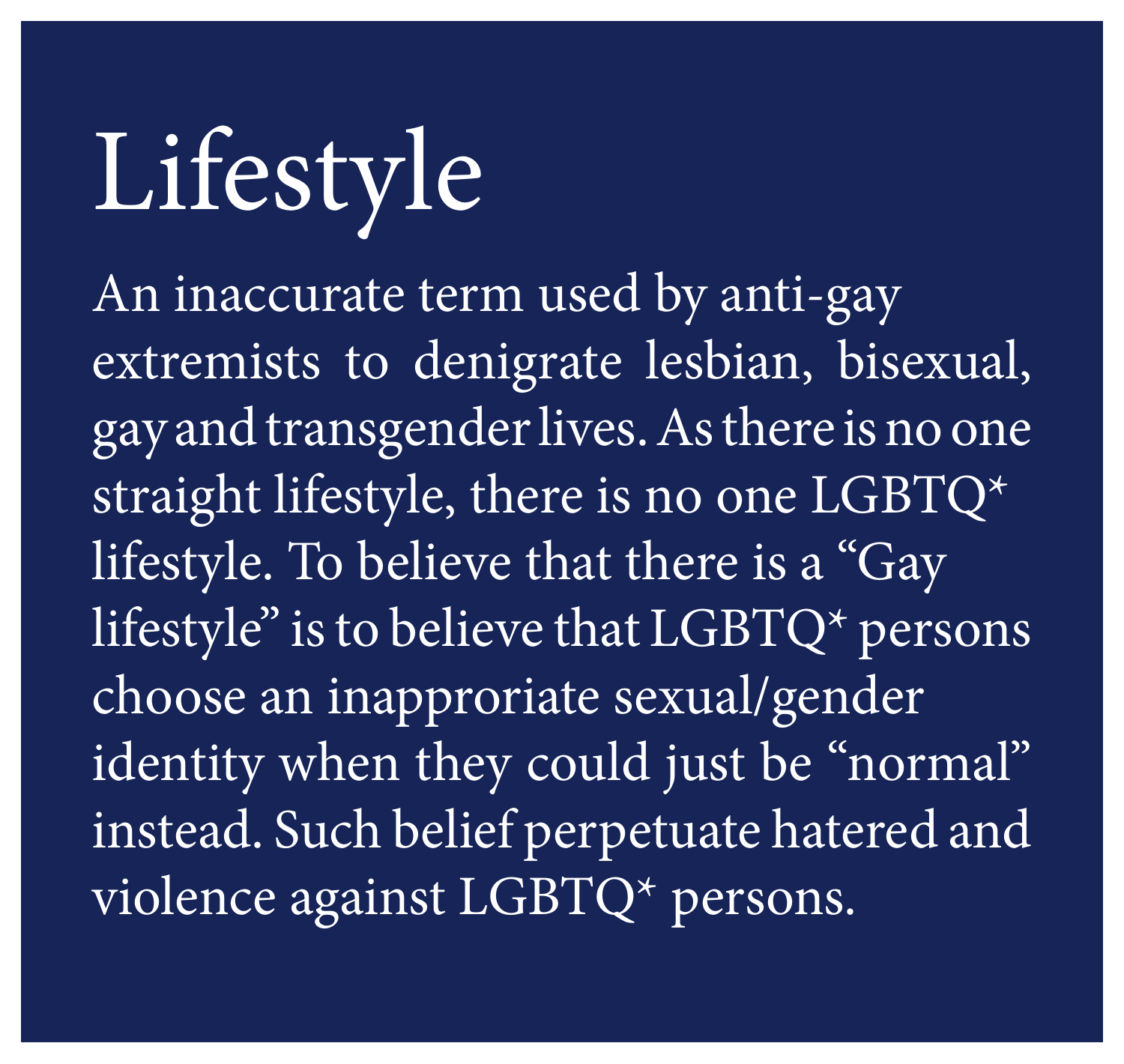# Lifestyle

An inaccurate term used by anti-gay extremists to denigrate lesbian, bisexual, gay and transgender lives. As there is no one straight lifestyle, there is no one LGBTQ* lifestyle. To believe that there is a "Gay lifestyle" is to believe that LGBTQ* persons choose an inapproriate sexual/gender identity when they could just be "normal" instead. Such belief perpetuate hatered and violence against LGBTQ* persons.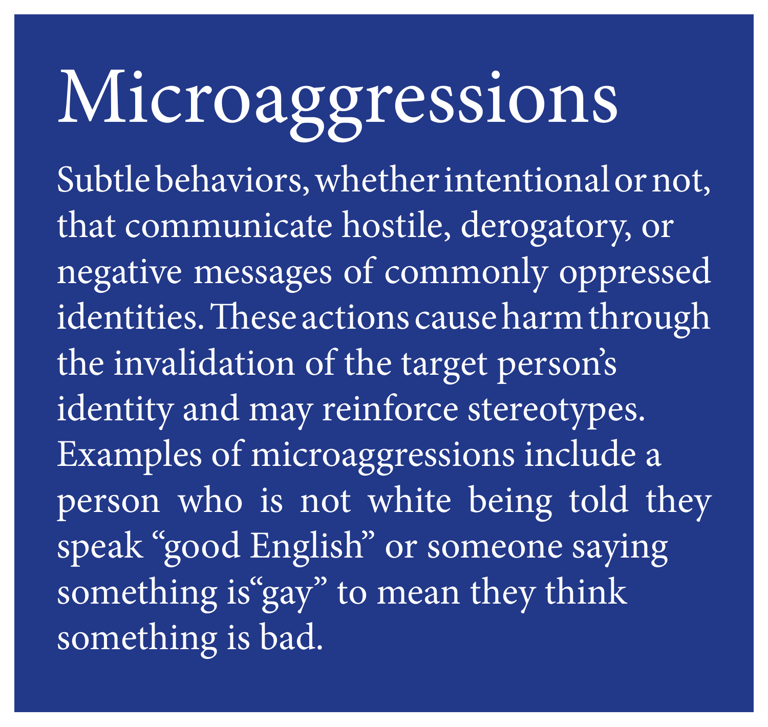# Microaggressions

Subtle behaviors, whether intentional or not, that communicate hostile, derogatory, or negative messages of commonly oppressed identities. These actions cause harm through the invalidation of the target person's identity and may reinforce stereotypes. Examples of microaggressions include a person who is not white being told they speak "good English" or someone saying something is "gay" to mean they think something is bad.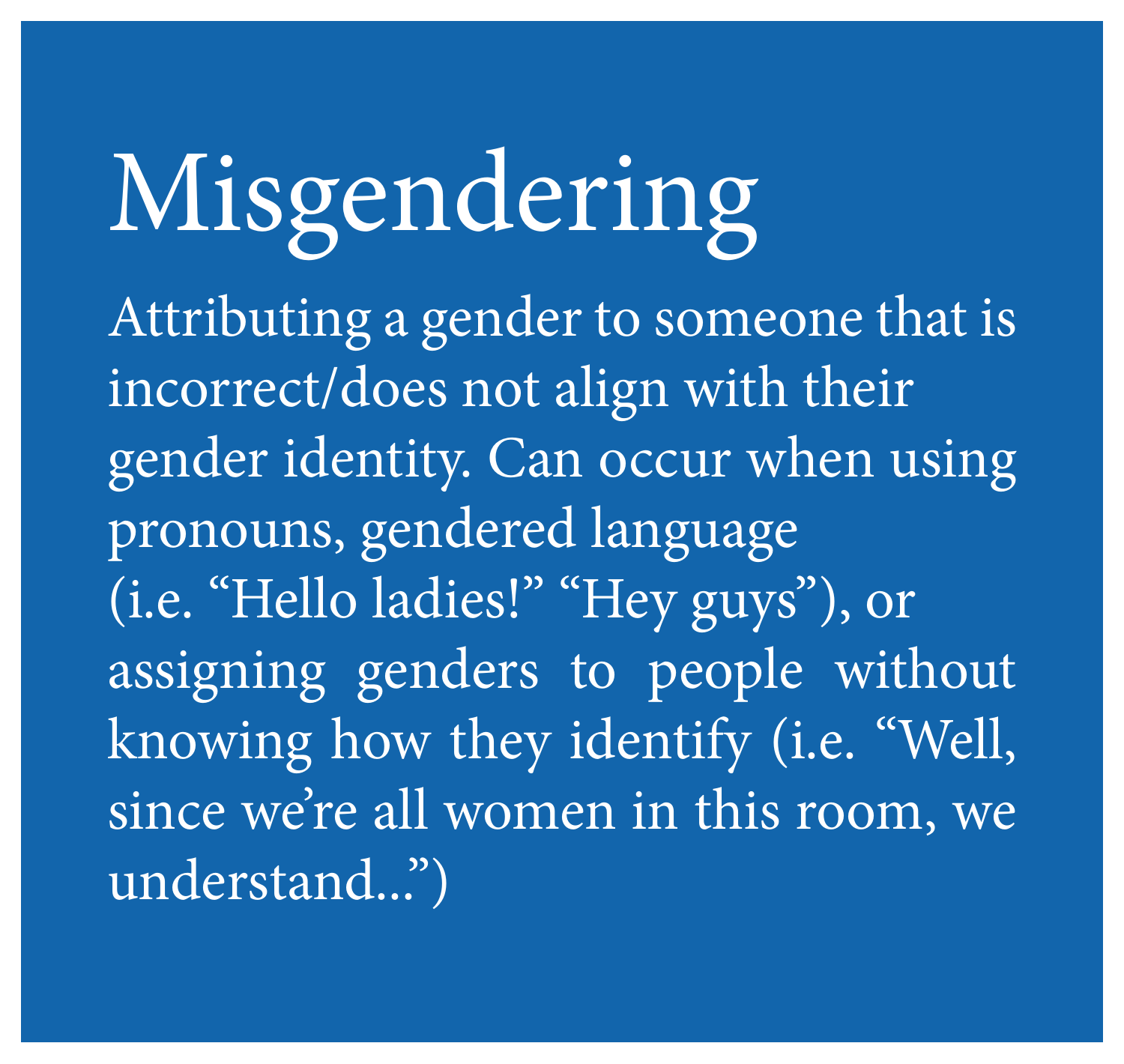# Misgendering

Attributing a gender to someone that is incorrect/does not align with their gender identity. Can occur when using pronouns, gendered language (i.e. "Hello ladies!" "Hey guys"), or assigning genders to people without knowing how they identify (i.e. "Well, since we're all women in this room, we understand...")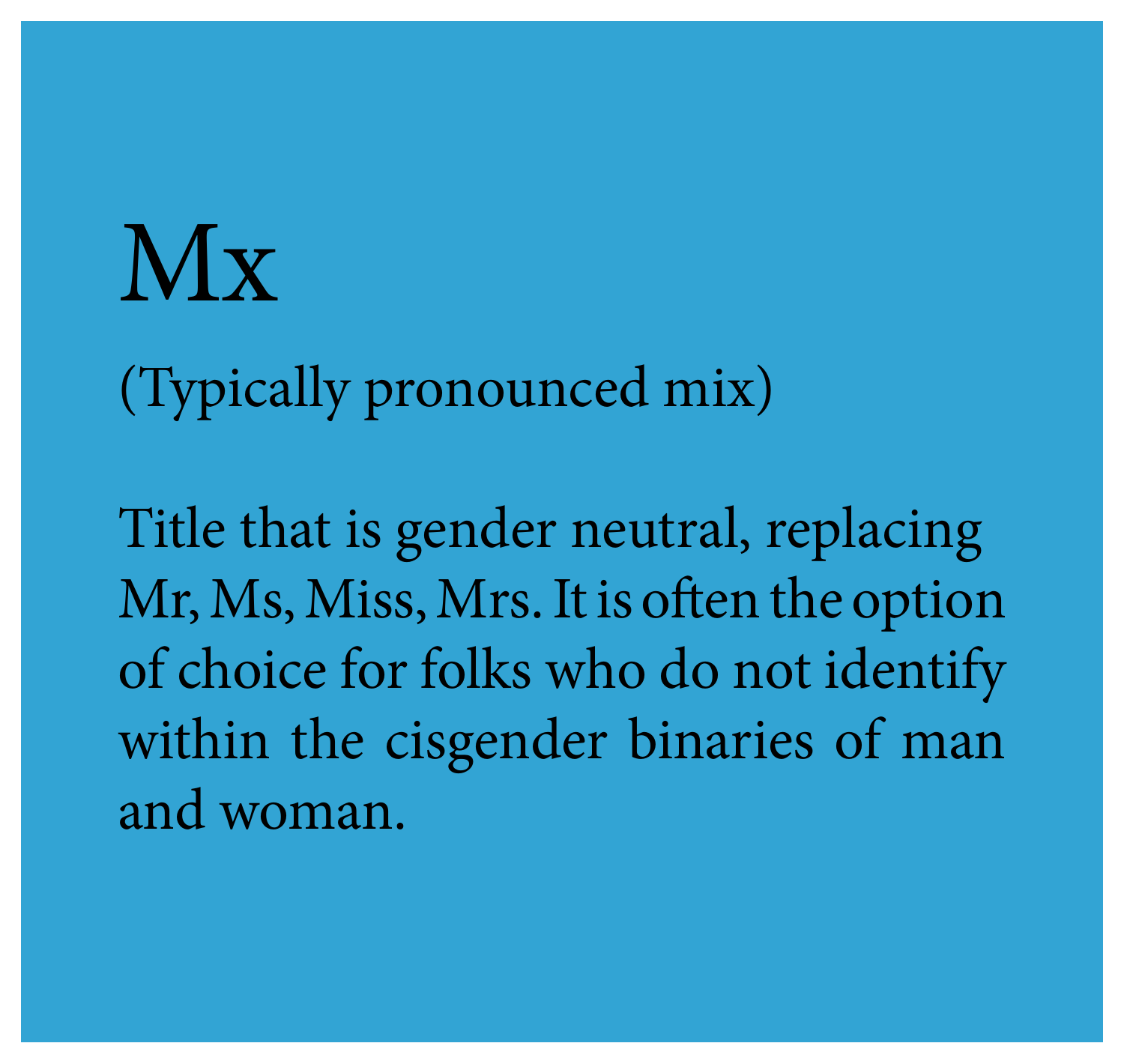# Mx

(Typically pronounced mix)

Title that is gender neutral, replacing Mr, Ms, Miss, Mrs. It is often the option of choice for folks who do not identify within the cisgender binaries of man and woman.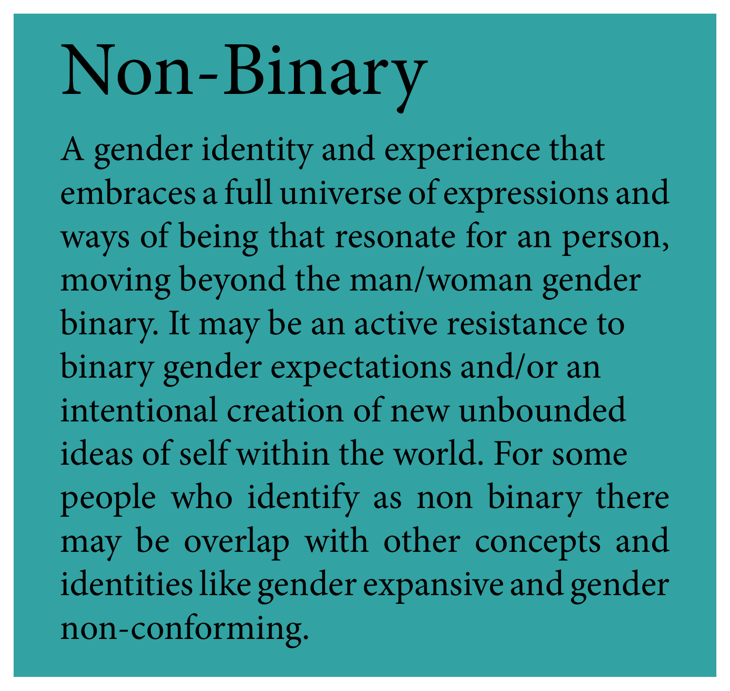# Non-Binary

A gender identity and experience that embraces a full universe of expressions and ways of being that resonate for an person, moving beyond the man/woman gender binary. It may be an active resistance to binary gender expectations and/or an intentional creation of new unbounded ideas of self within the world. For some people who identify as non binary there may be overlap with other concepts and identities like gender expansive and gender non-conforming.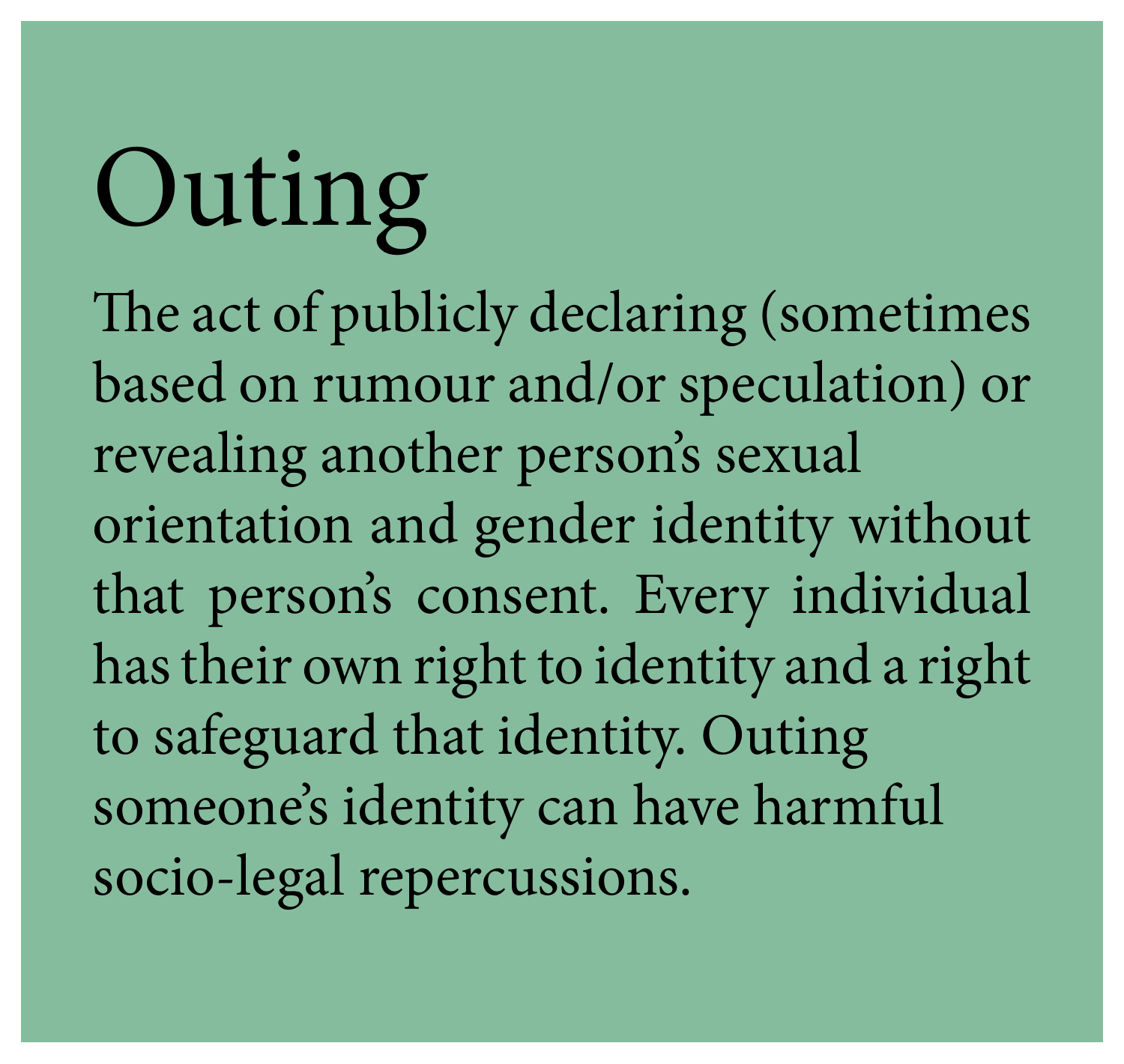# Outing

The act of publicly declaring (sometimes based on rumour and/or speculation) or revealing another person's sexual orientation and gender identity without that person's consent. Every individual has their own right to identity and a right to safeguard that identity. Outing someone's identity can have harmful socio-legal repercussions.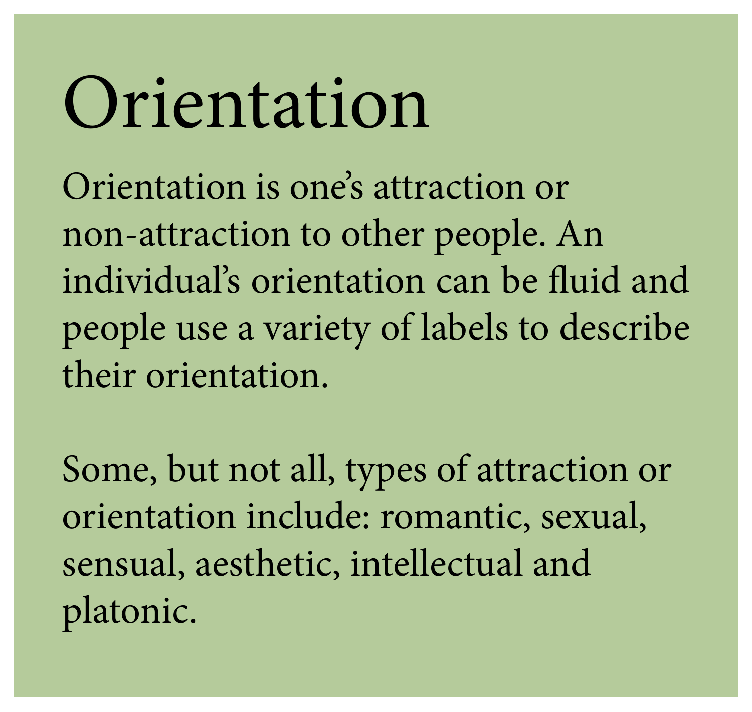# Orientation

Orientation is one's attraction or non-attraction to other people. An individual's orientation can be fluid and people use a variety of labels to describe their orientation.

Some, but not all, types of attraction or orientation include: romantic, sexual, sensual, aesthetic, intellectual and platonic.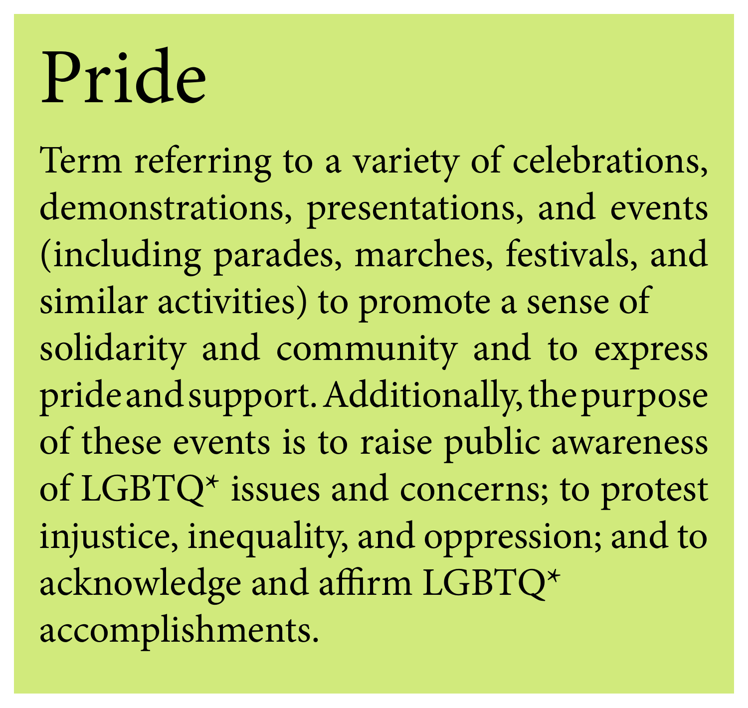# Pride

Term referring to a variety of celebrations, demonstrations, presentations, and events (including parades, marches, festivals, and similar activities) to promote a sense of solidarity and community and to express pride and support. Additionally, the purpose of these events is to raise public awareness of LGBTQ* issues and concerns; to protest injustice, inequality, and oppression; and to acknowledge and affirm LGBTQ* accomplishments.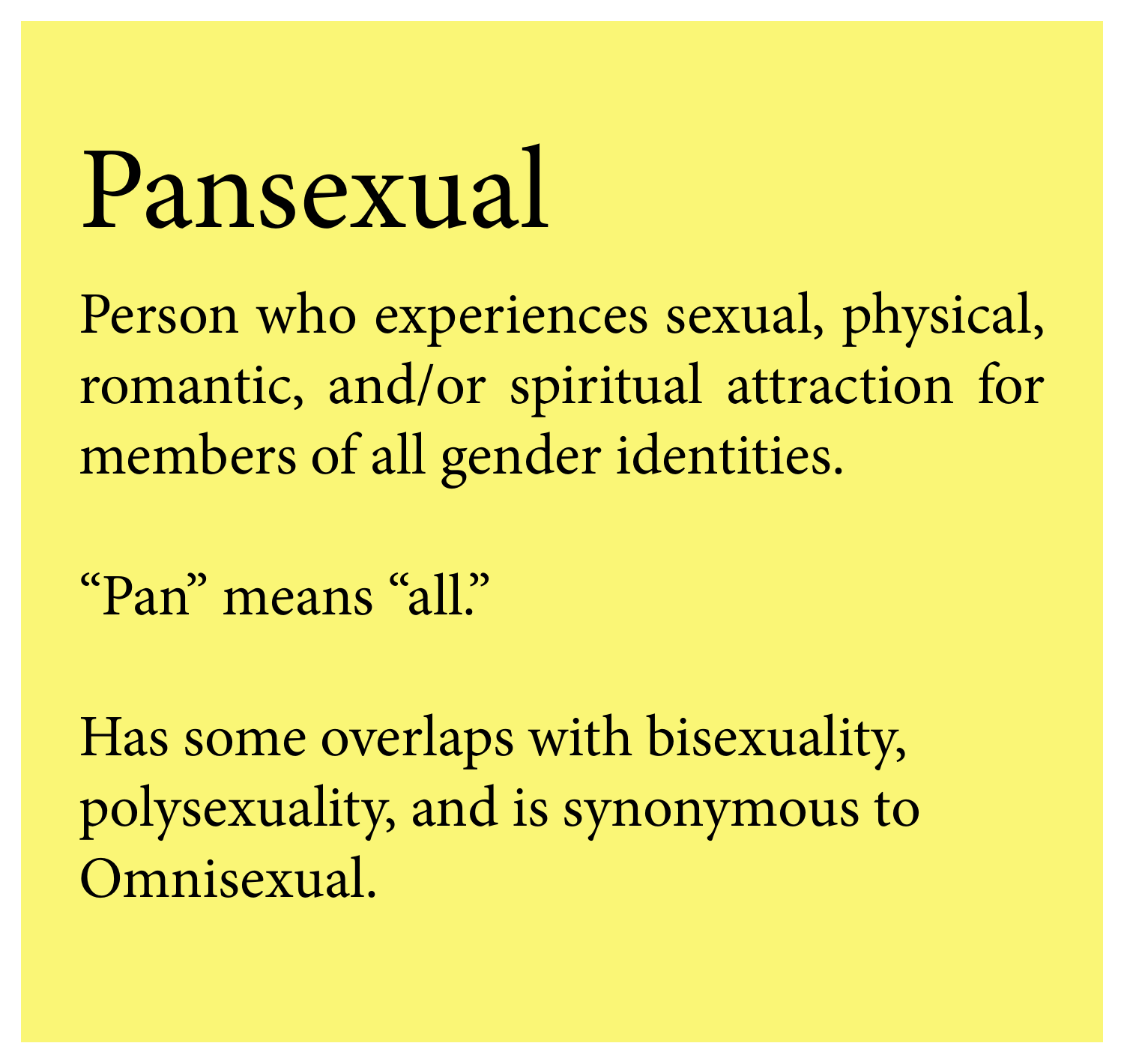# Pansexual

Person who experiences sexual, physical, romantic, and/or spiritual attraction for members of all gender identities.

“Pan” means “all.”

Has some overlaps with bisexuality, polysexuality, and is synonymous to Omnisexual.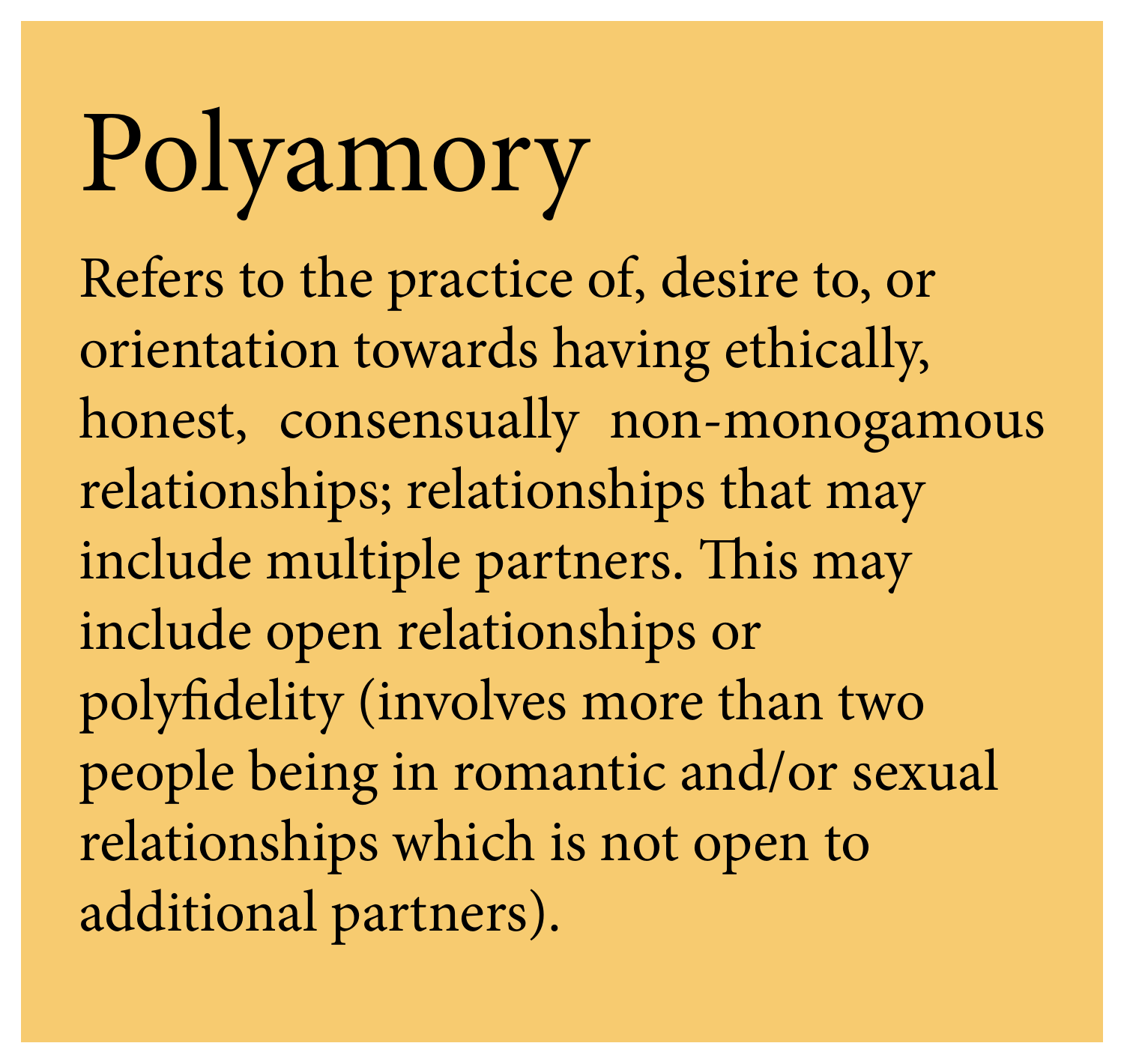# Polyamory

Refers to the practice of, desire to, or orientation towards having ethically, honest, consensually non-monogamous relationships; relationships that may include multiple partners. This may include open relationships or polyfidelity (involves more than two people being in romantic and/or sexual relationships which is not open to additional partners).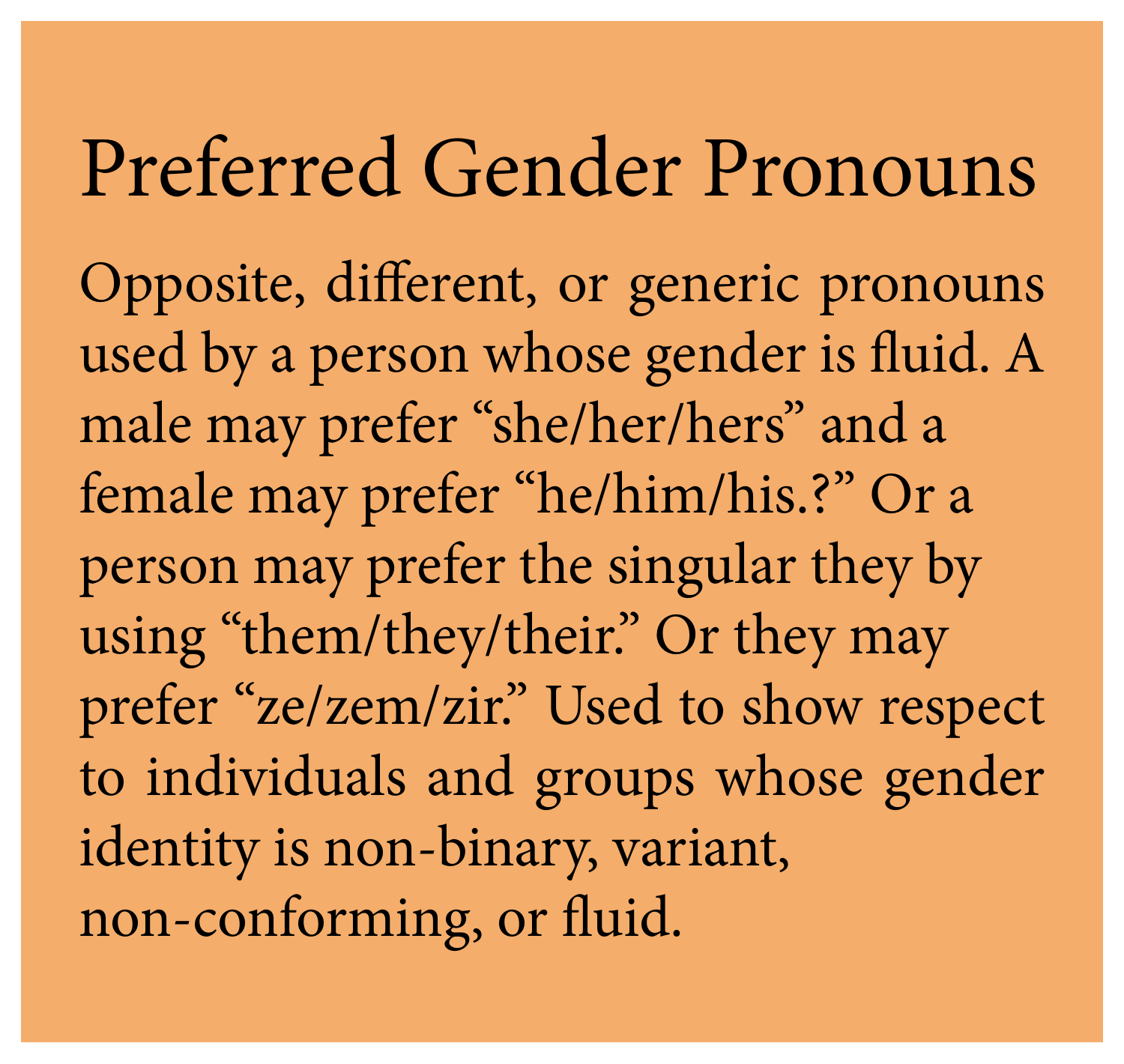# Preferred Gender Pronouns

Opposite, different, or generic pronouns used by a person whose gender is fluid. A male may prefer "she/her/hers" and a female may prefer "he/him/his.?" Or a person may prefer the singular they by using "them/they/their." Or they may prefer "ze/zem/zir." Used to show respect to individuals and groups whose gender identity is non-binary, variant, non-conforming, or fluid.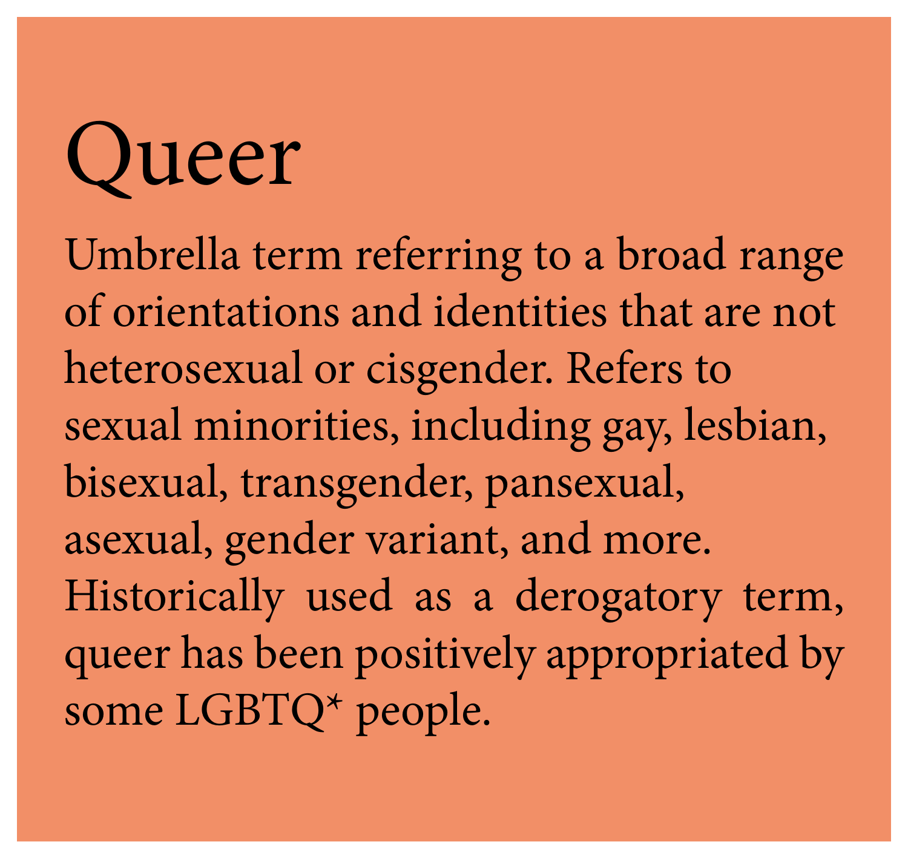# Queer

Umbrella term referring to a broad range of orientations and identities that are not heterosexual or cisgender. Refers to sexual minorities, including gay, lesbian, bisexual, transgender, pansexual, asexual, gender variant, and more. Historically used as a derogatory term, queer has been positively appropriated by some LGBTQ* people.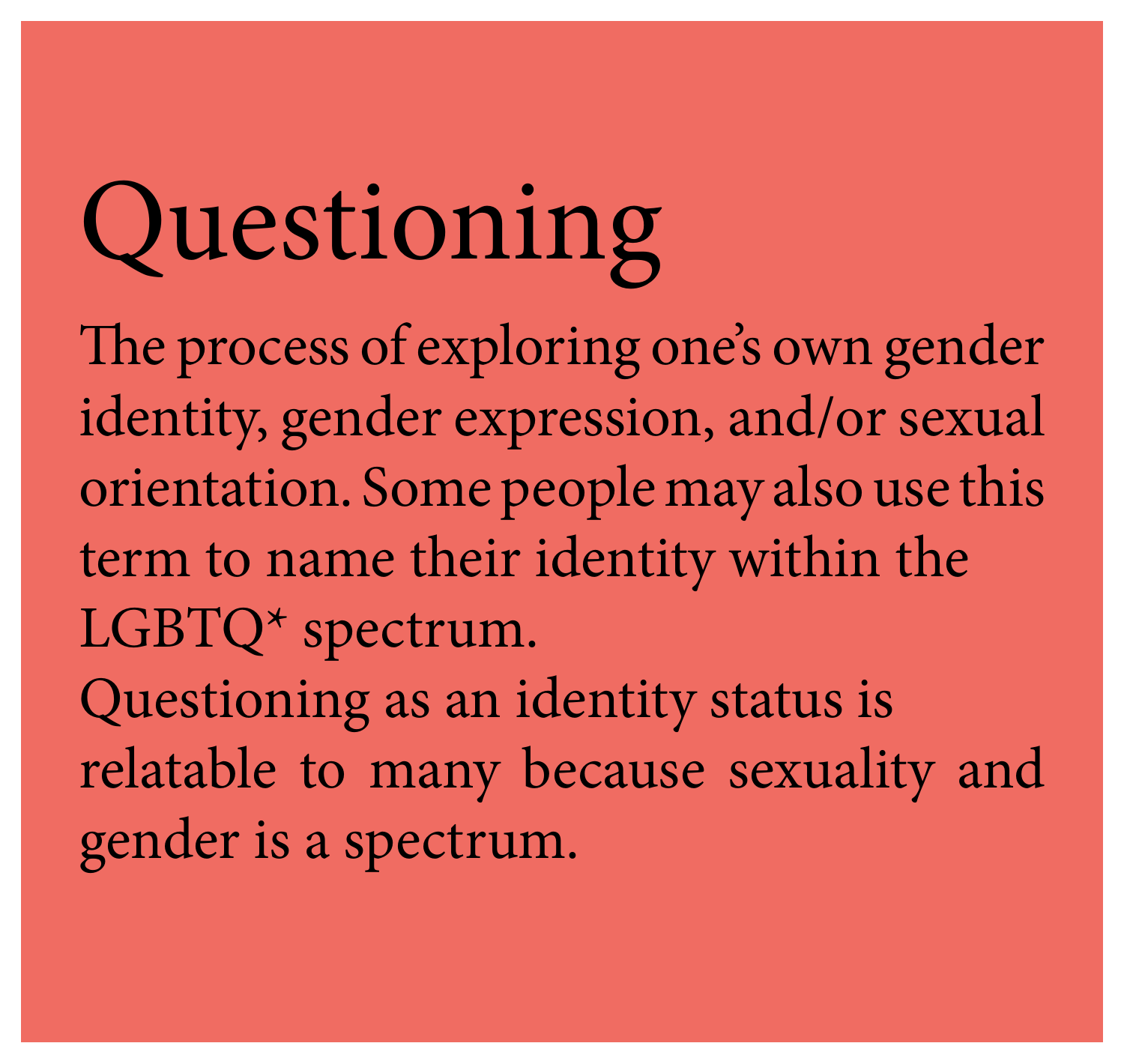# Questioning

The process of exploring one's own gender identity, gender expression, and/or sexual orientation. Some people may also use this term to name their identity within the LGBTQ* spectrum.
Questioning as an identity status is relatable to many because sexuality and gender is a spectrum.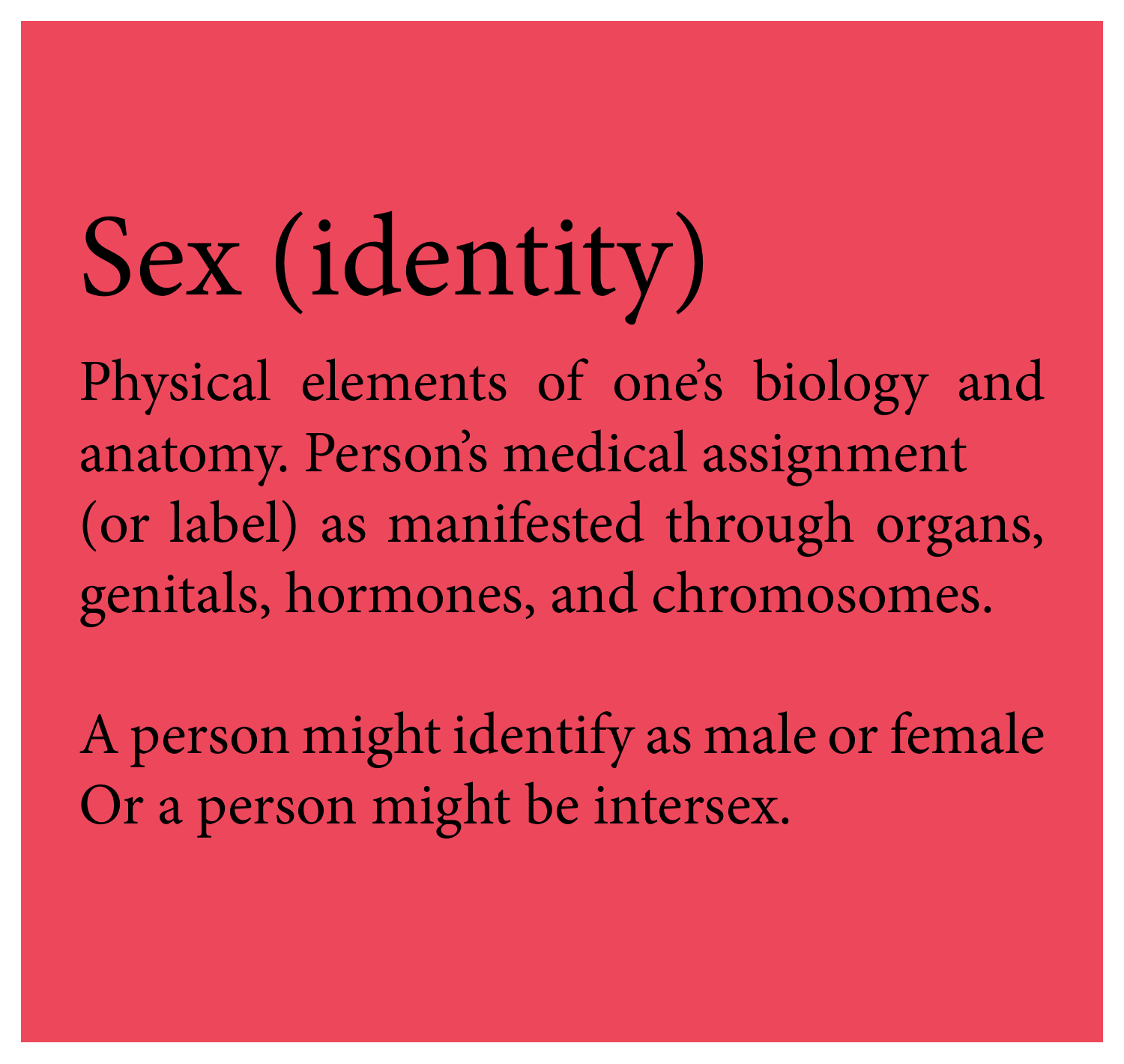# Sex (identity)

Physical elements of one's biology and anatomy. Person's medical assignment (or label) as manifested through organs, genitals, hormones, and chromosomes.

A person might identify as male or female
Or a person might be intersex.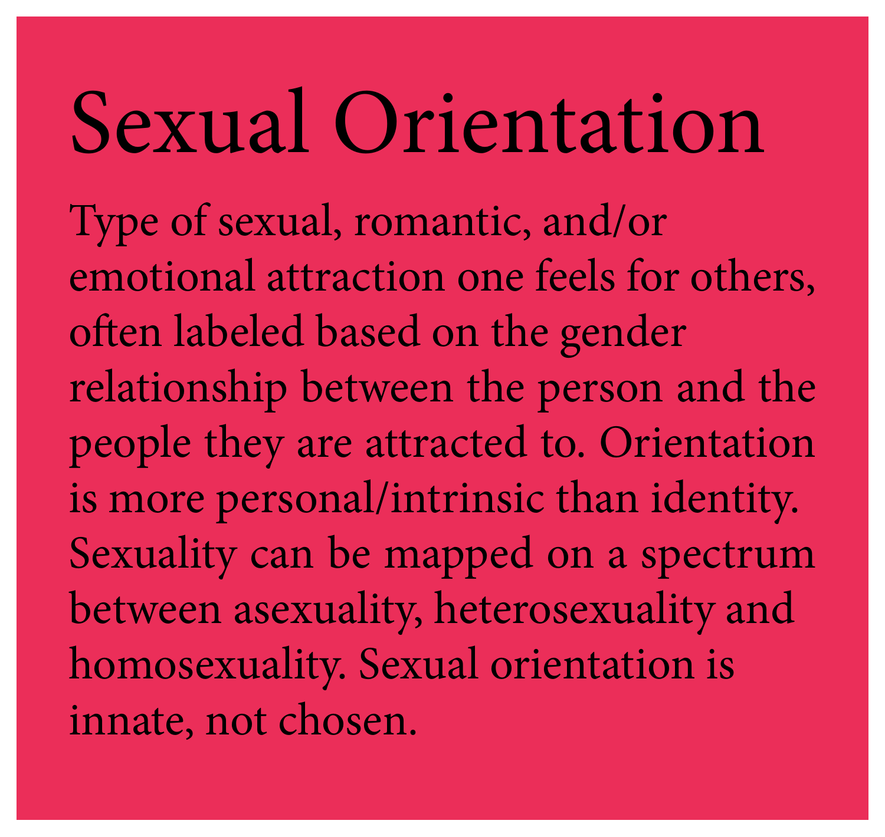# Sexual Orientation

Type of sexual, romantic, and/or emotional attraction one feels for others, often labeled based on the gender relationship between the person and the people they are attracted to. Orientation is more personal/intrinsic than identity. Sexuality can be mapped on a spectrum between asexuality, heterosexuality and homosexuality. Sexual orientation is innate, not chosen.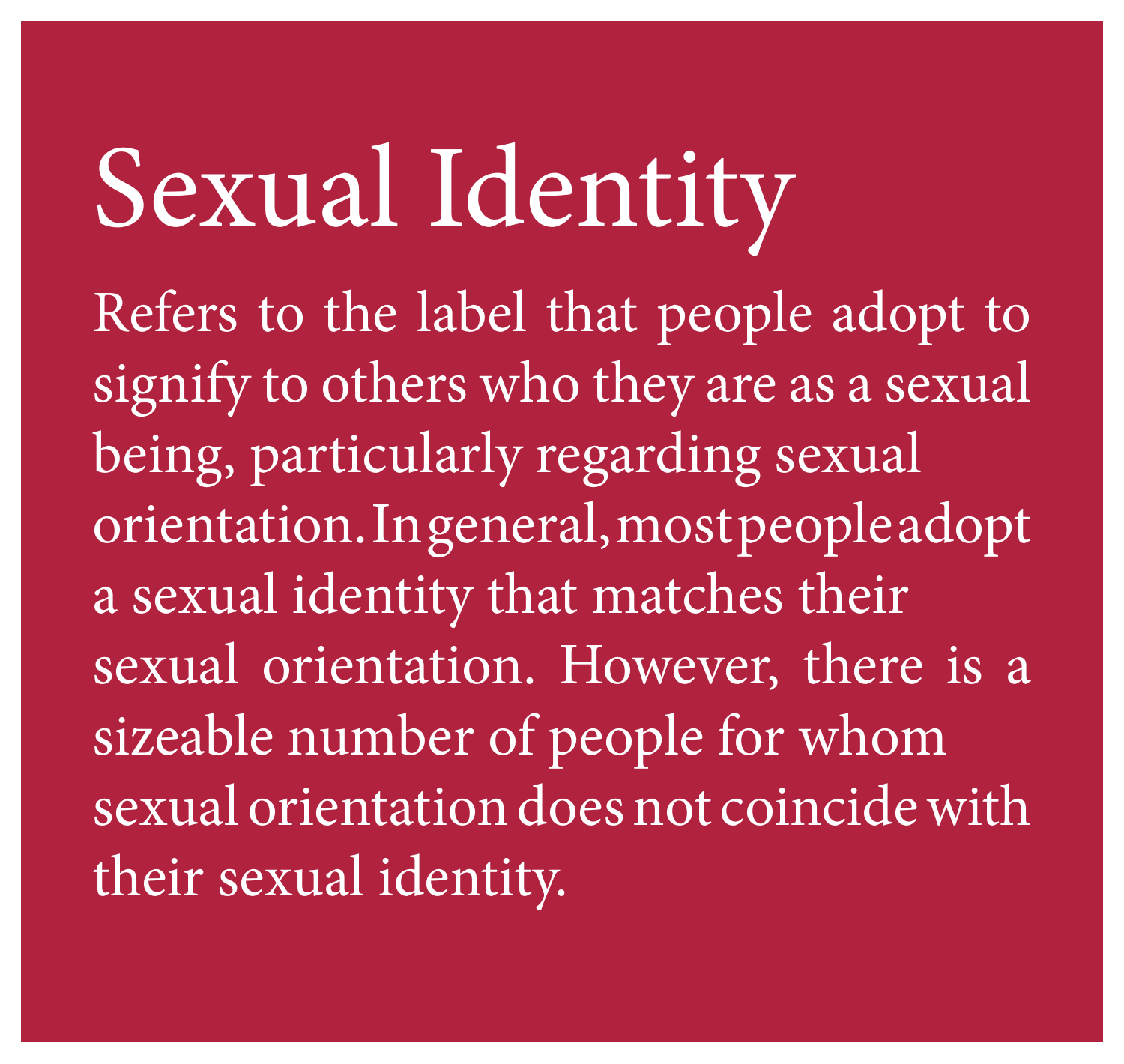# Sexual Identity

Refers to the label that people adopt to signify to others who they are as a sexual being, particularly regarding sexual orientation. In general, most people adopt a sexual identity that matches their sexual orientation. However, there is a sizeable number of people for whom sexual orientation does not coincide with their sexual identity.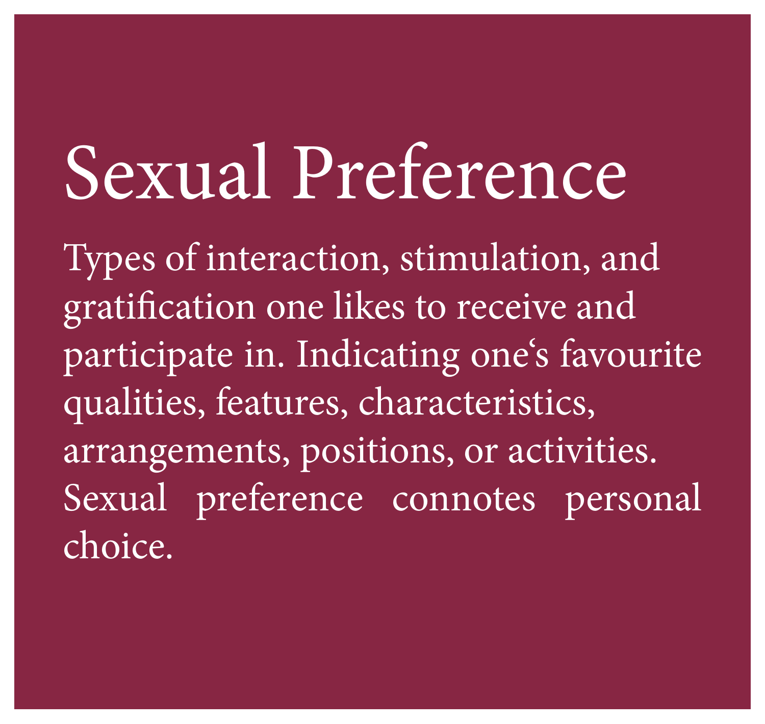# Sexual Preference

Types of interaction, stimulation, and gratification one likes to receive and participate in. Indicating one‘s favourite qualities, features, characteristics, arrangements, positions, or activities. Sexual preference connotes personal choice.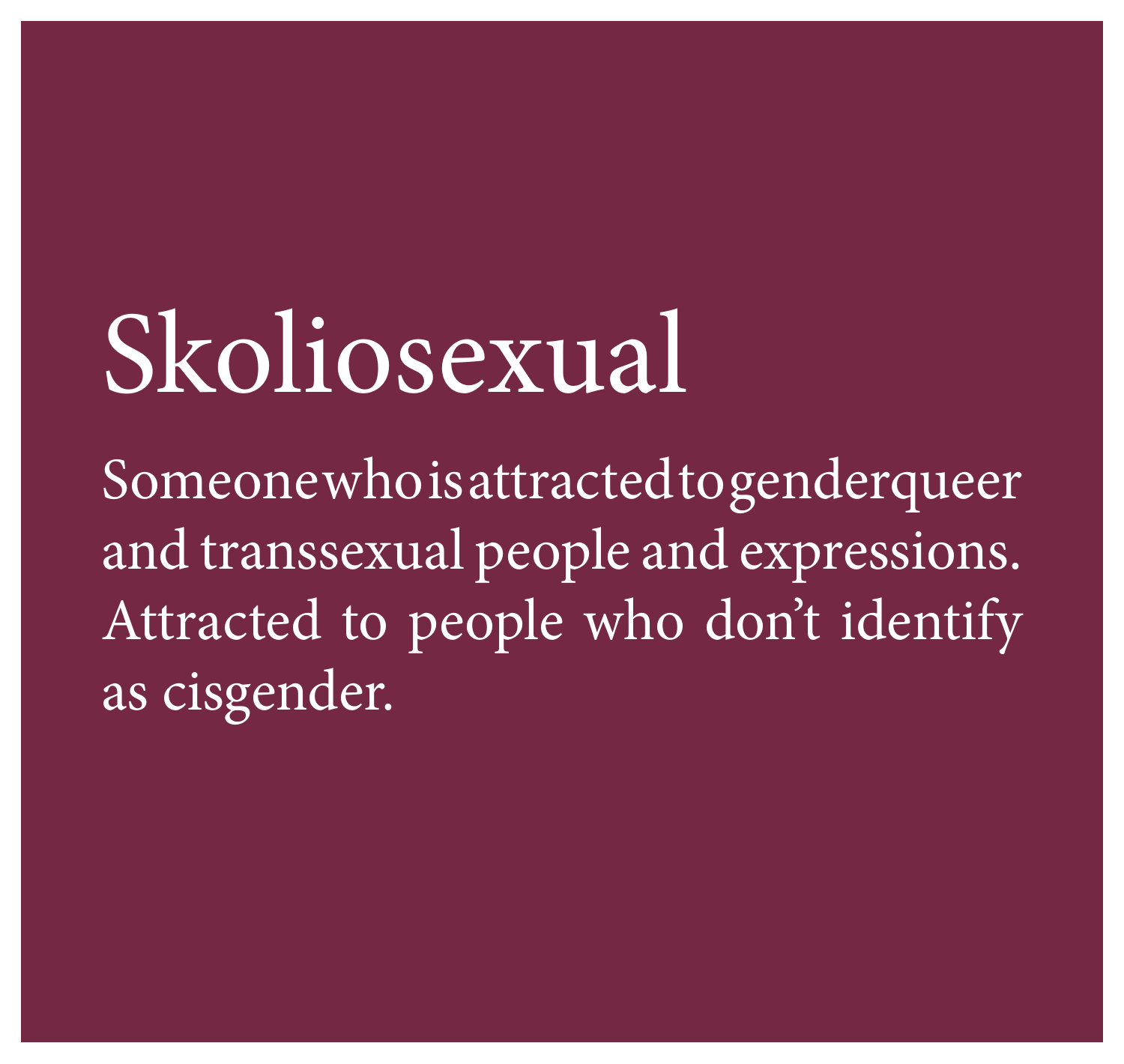# Skoliosexual

Someone who is attracted to genderqueer and transsexual people and expressions. Attracted to people who don't identify as cisgender.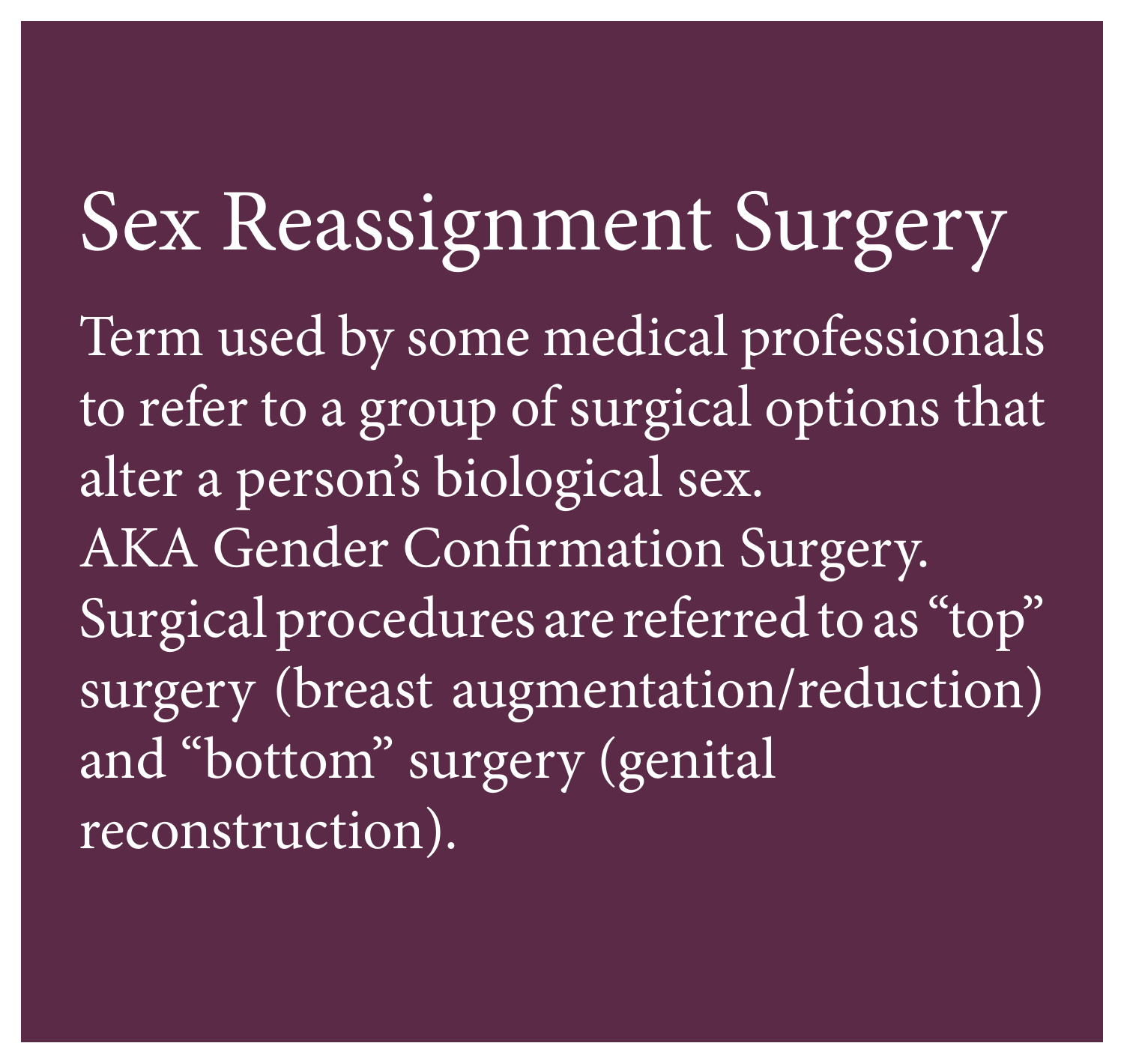# Sex Reassignment Surgery

Term used by some medical professionals to refer to a group of surgical options that alter a person's biological sex. AKA Gender Confirmation Surgery. Surgical procedures are referred to as "top" surgery (breast augmentation/reduction) and "bottom" surgery (genital reconstruction).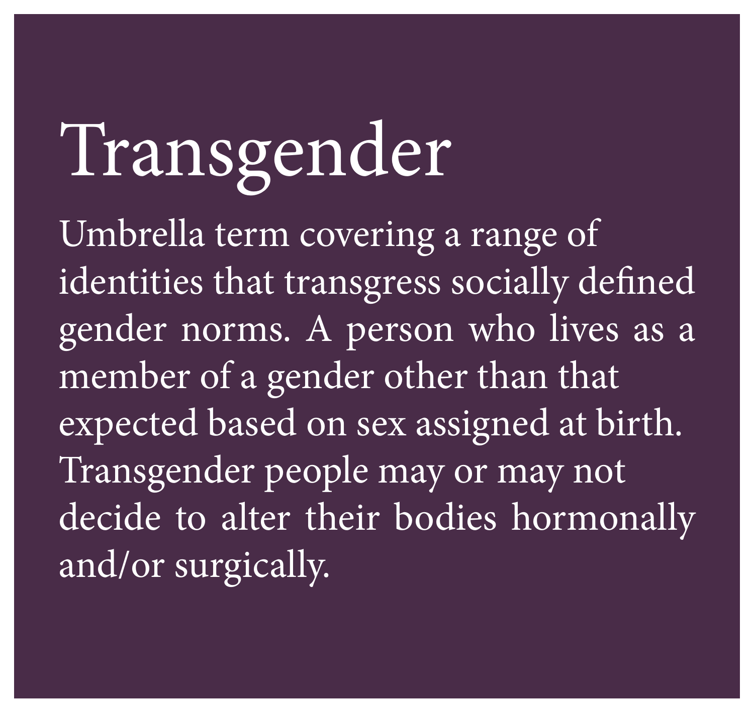# Transgender

Umbrella term covering a range of identities that transgress socially defined gender norms. A person who lives as a member of a gender other than that expected based on sex assigned at birth. Transgender people may or may not decide to alter their bodies hormonally and/or surgically.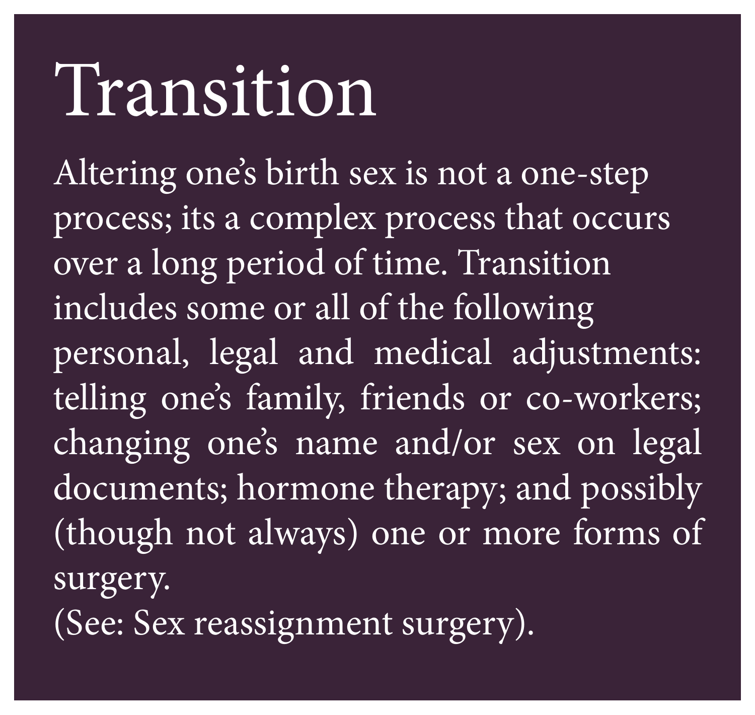# Transition

Altering one's birth sex is not a one-step process; its a complex process that occurs over a long period of time. Transition includes some or all of the following personal, legal and medical adjustments: telling one's family, friends or co-workers; changing one's name and/or sex on legal documents; hormone therapy; and possibly (though not always) one or more forms of surgery.
(See: Sex reassignment surgery).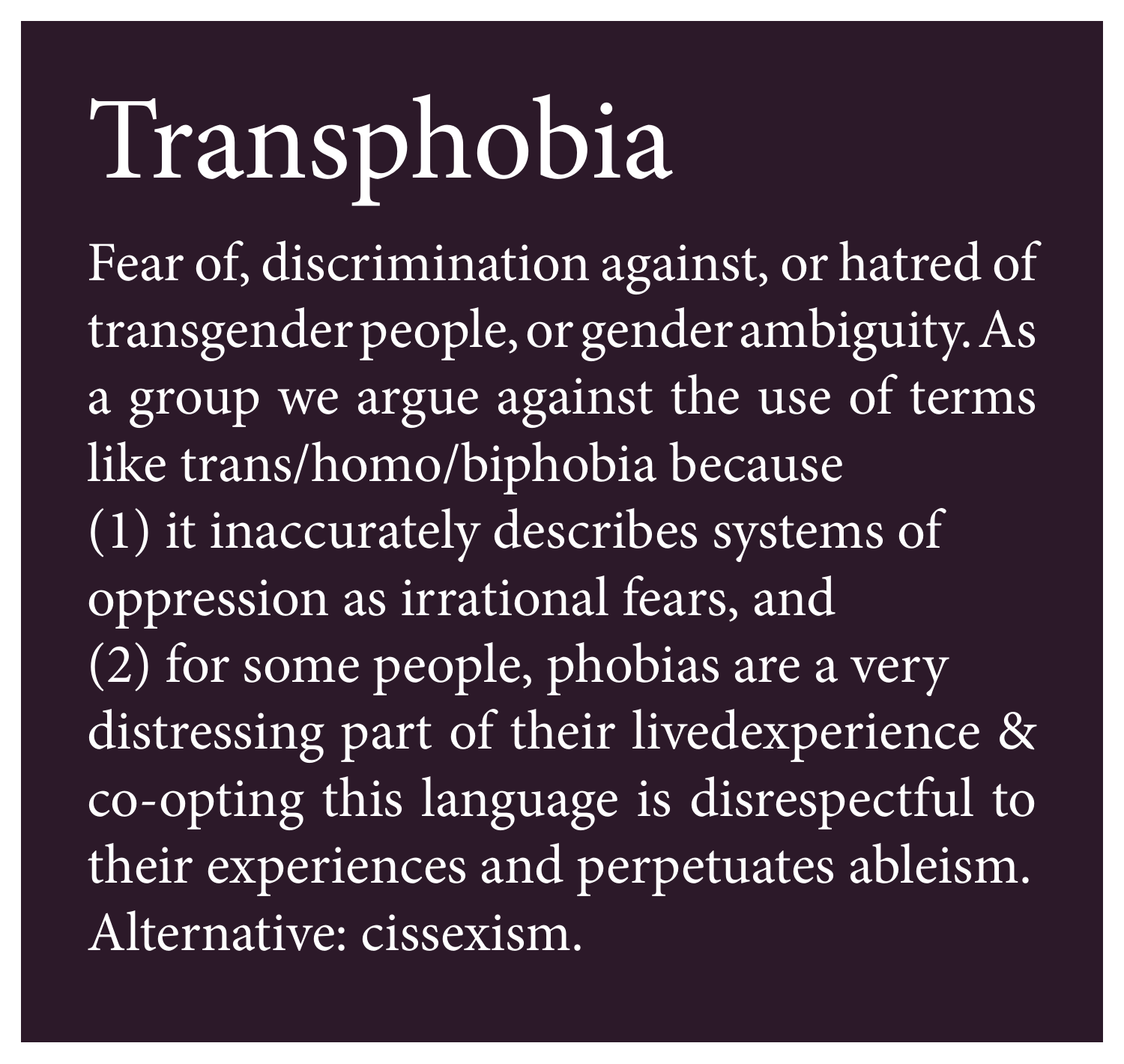# Transphobia

Fear of, discrimination against, or hatred of transgender people, or gender ambiguity. As a group we argue against the use of terms like trans/homo/biphobia because
(1) it inaccurately describes systems of oppression as irrational fears, and
(2) for some people, phobias are a very distressing part of their livedexperience & co-opting this language is disrespectful to their experiences and perpetuates ableism.
Alternative: cissexism.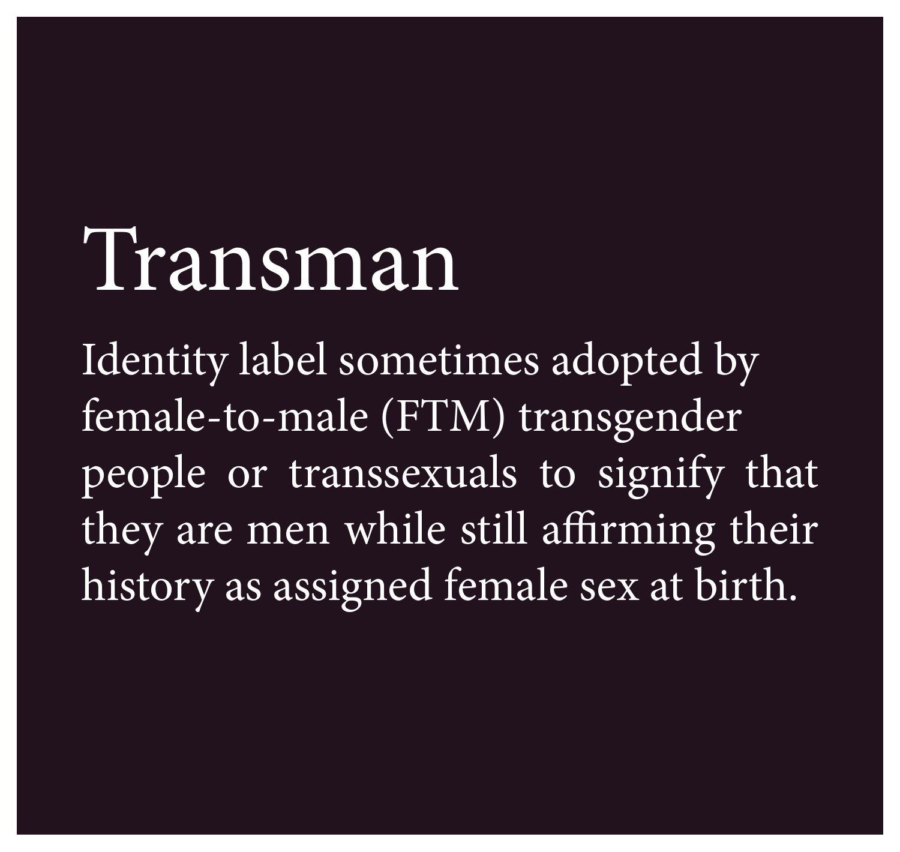# Transman

Identity label sometimes adopted by female-to-male (FTM) transgender people or transsexuals to signify that they are men while still affirming their history as assigned female sex at birth.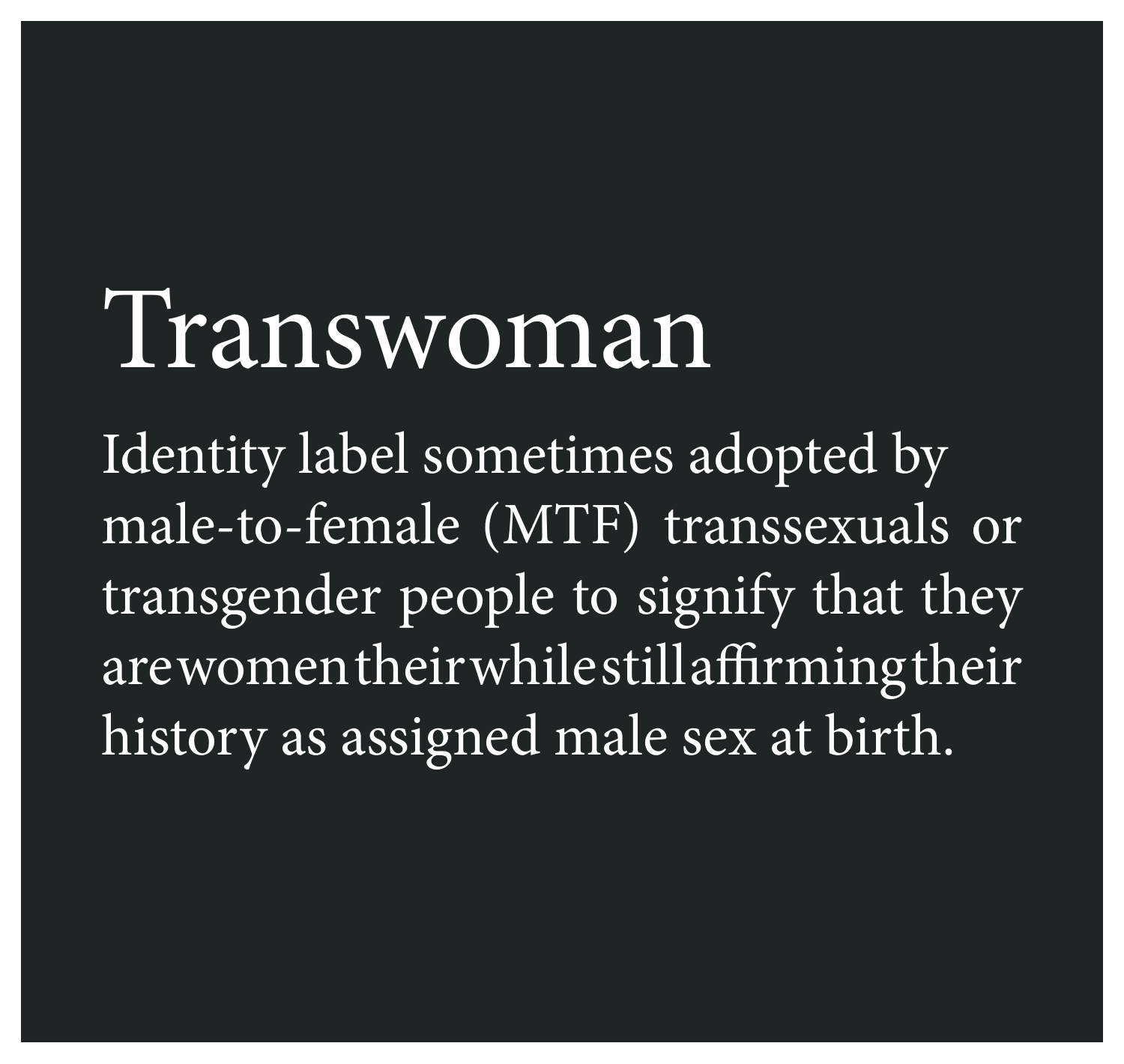# Transwoman

Identity label sometimes adopted by male-to-female (MTF) transsexuals or transgender people to signify that they are women their while still affirming their history as assigned male sex at birth.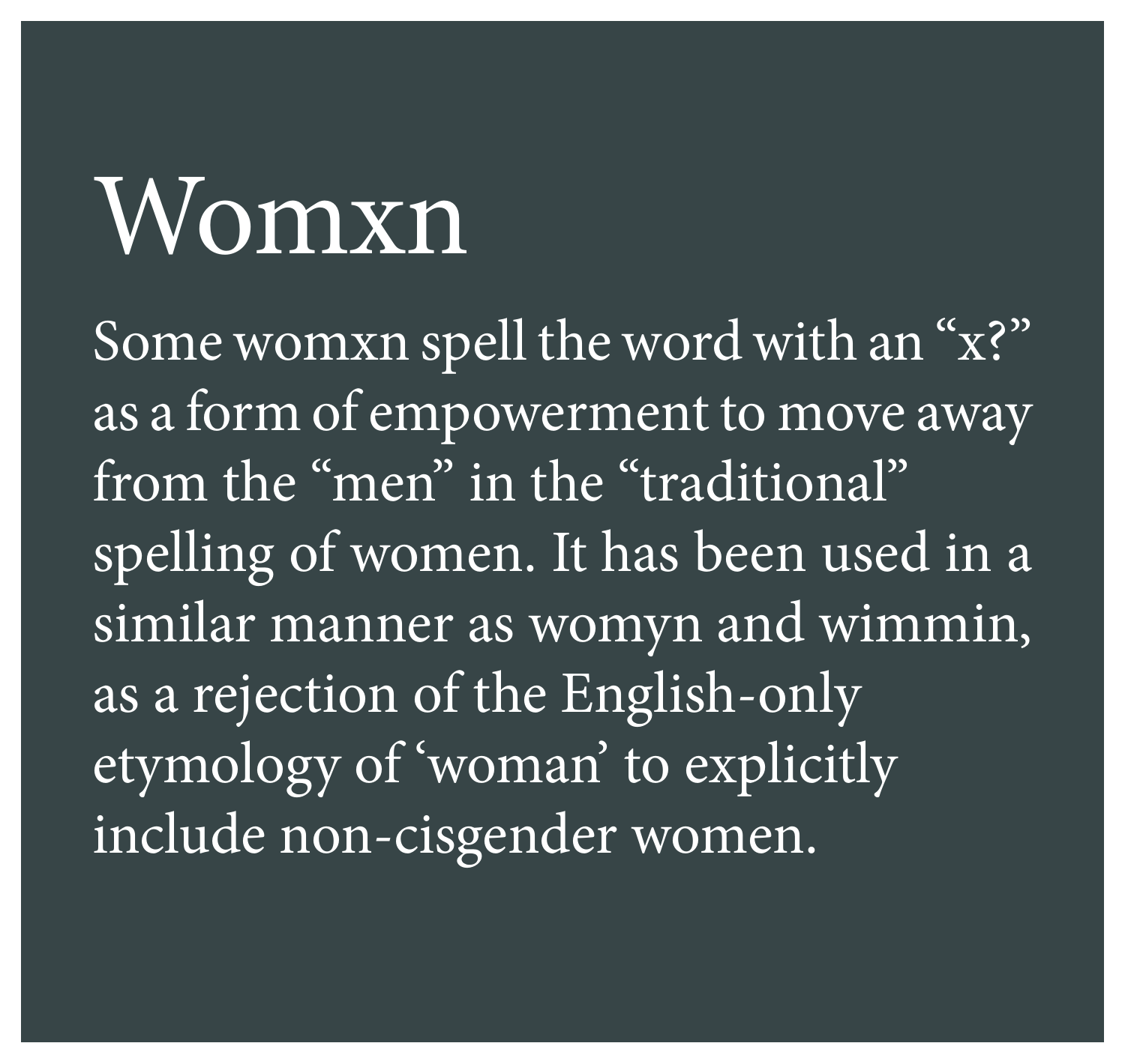# Womxn

Some womxn spell the word with an “x?” as a form of empowerment to move away from the “men” in the “traditional” spelling of women. It has been used in a similar manner as womyn and wimmin, as a rejection of the English-only etymology of ‘woman’ to explicitly include non-cisgender women.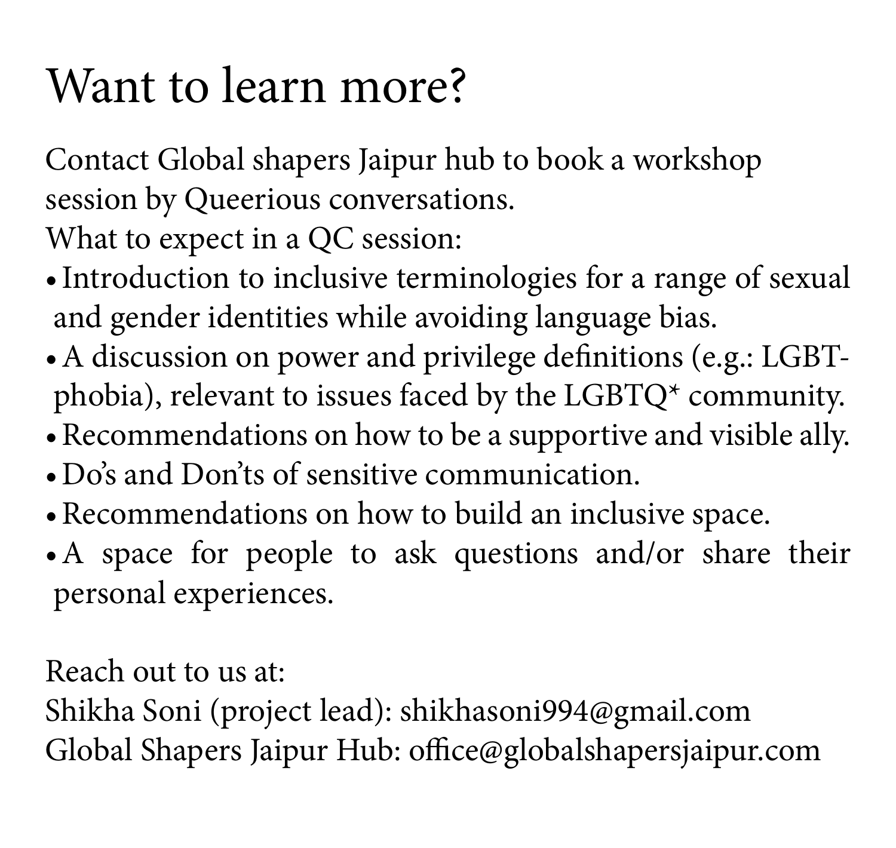# Want to learn more?

Contact Global shapers Jaipur hub to book a workshop session by Queerious conversations.

What to expect in a QC session:

- Introduction to inclusive terminologies for a range of sexual and gender identities while avoiding language bias.
- A discussion on power and privilege definitions (e.g.: LGBT-phobia), relevant to issues faced by the LGBTQ* community.
- Recommendations on how to be a supportive and visible ally.
- Do's and Don'ts of sensitive communication.
- Recommendations on how to build an inclusive space.
- A space for people to ask questions and/or share their personal experiences.

Reach out to us at:
Shikha Soni (project lead): shikhasoni994@gmail.com
Global Shapers Jaipur Hub: office@globalshapersjaipur.com